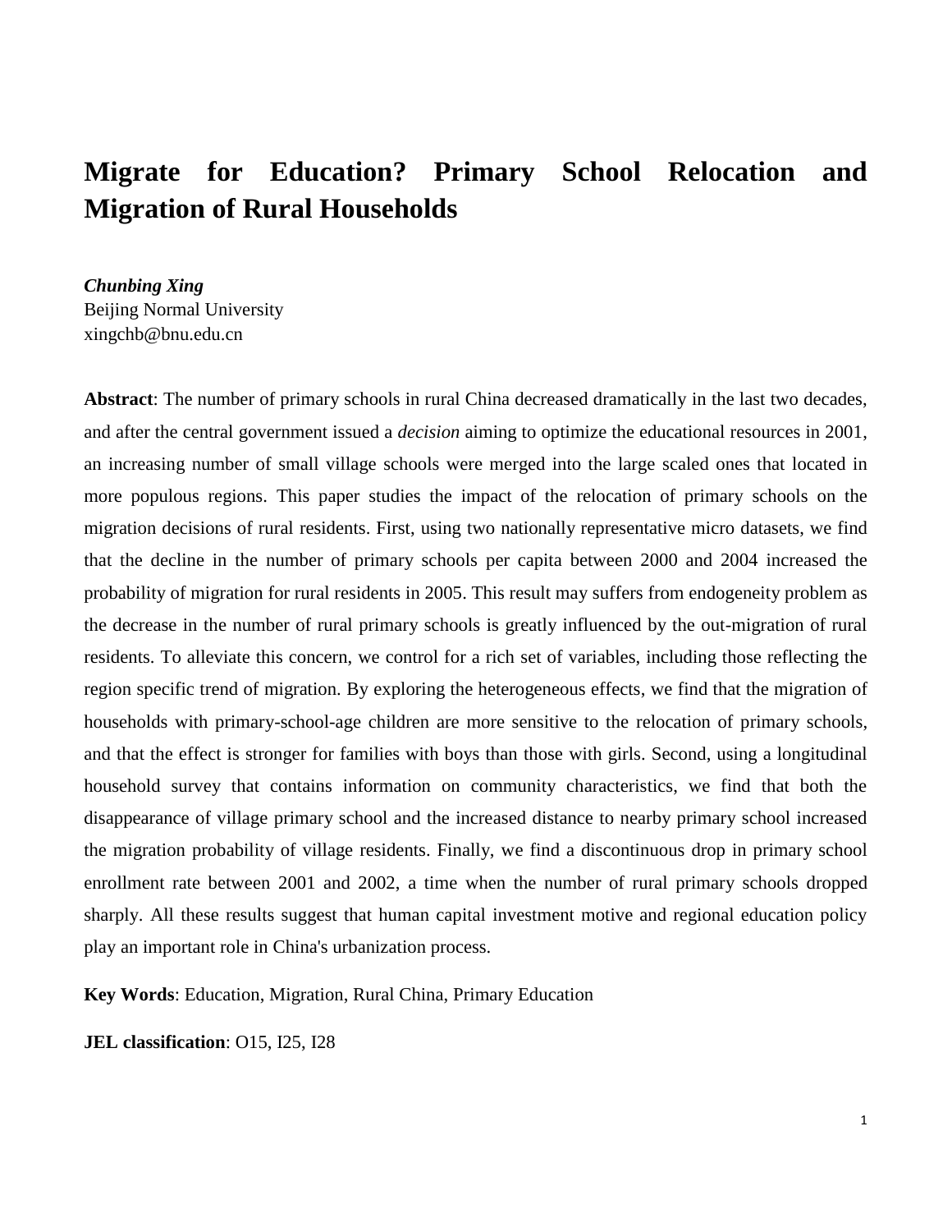# Migrate for Education? Primary School Relocation and Migration of Rural Households

***Chunbing Xing***
Beijing Normal University
xingchb@bnu.edu.cn

**Abstract**: The number of primary schools in rural China decreased dramatically in the last two decades, and after the central government issued a *decision* aiming to optimize the educational resources in 2001, an increasing number of small village schools were merged into the large scaled ones that located in more populous regions. This paper studies the impact of the relocation of primary schools on the migration decisions of rural residents. First, using two nationally representative micro datasets, we find that the decline in the number of primary schools per capita between 2000 and 2004 increased the probability of migration for rural residents in 2005. This result may suffers from endogeneity problem as the decrease in the number of rural primary schools is greatly influenced by the out-migration of rural residents. To alleviate this concern, we control for a rich set of variables, including those reflecting the region specific trend of migration. By exploring the heterogeneous effects, we find that the migration of households with primary-school-age children are more sensitive to the relocation of primary schools, and that the effect is stronger for families with boys than those with girls. Second, using a longitudinal household survey that contains information on community characteristics, we find that both the disappearance of village primary school and the increased distance to nearby primary school increased the migration probability of village residents. Finally, we find a discontinuous drop in primary school enrollment rate between 2001 and 2002, a time when the number of rural primary schools dropped sharply. All these results suggest that human capital investment motive and regional education policy play an important role in China's urbanization process.

**Key Words**: Education, Migration, Rural China, Primary Education

**JEL classification**: O15, I25, I28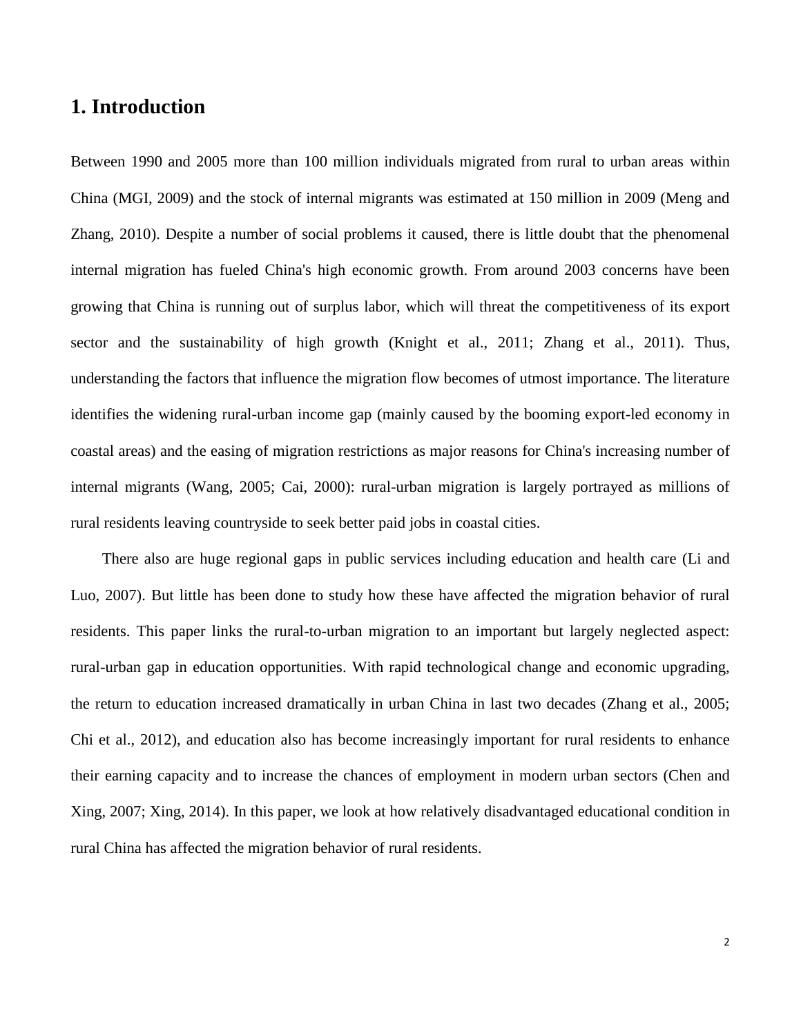# 1. Introduction

Between 1990 and 2005 more than 100 million individuals migrated from rural to urban areas within China (MGI, 2009) and the stock of internal migrants was estimated at 150 million in 2009 (Meng and Zhang, 2010). Despite a number of social problems it caused, there is little doubt that the phenomenal internal migration has fueled China's high economic growth. From around 2003 concerns have been growing that China is running out of surplus labor, which will threat the competitiveness of its export sector and the sustainability of high growth (Knight et al., 2011; Zhang et al., 2011). Thus, understanding the factors that influence the migration flow becomes of utmost importance. The literature identifies the widening rural-urban income gap (mainly caused by the booming export-led economy in coastal areas) and the easing of migration restrictions as major reasons for China's increasing number of internal migrants (Wang, 2005; Cai, 2000): rural-urban migration is largely portrayed as millions of rural residents leaving countryside to seek better paid jobs in coastal cities.

There also are huge regional gaps in public services including education and health care (Li and Luo, 2007). But little has been done to study how these have affected the migration behavior of rural residents. This paper links the rural-to-urban migration to an important but largely neglected aspect: rural-urban gap in education opportunities. With rapid technological change and economic upgrading, the return to education increased dramatically in urban China in last two decades (Zhang et al., 2005; Chi et al., 2012), and education also has become increasingly important for rural residents to enhance their earning capacity and to increase the chances of employment in modern urban sectors (Chen and Xing, 2007; Xing, 2014). In this paper, we look at how relatively disadvantaged educational condition in rural China has affected the migration behavior of rural residents.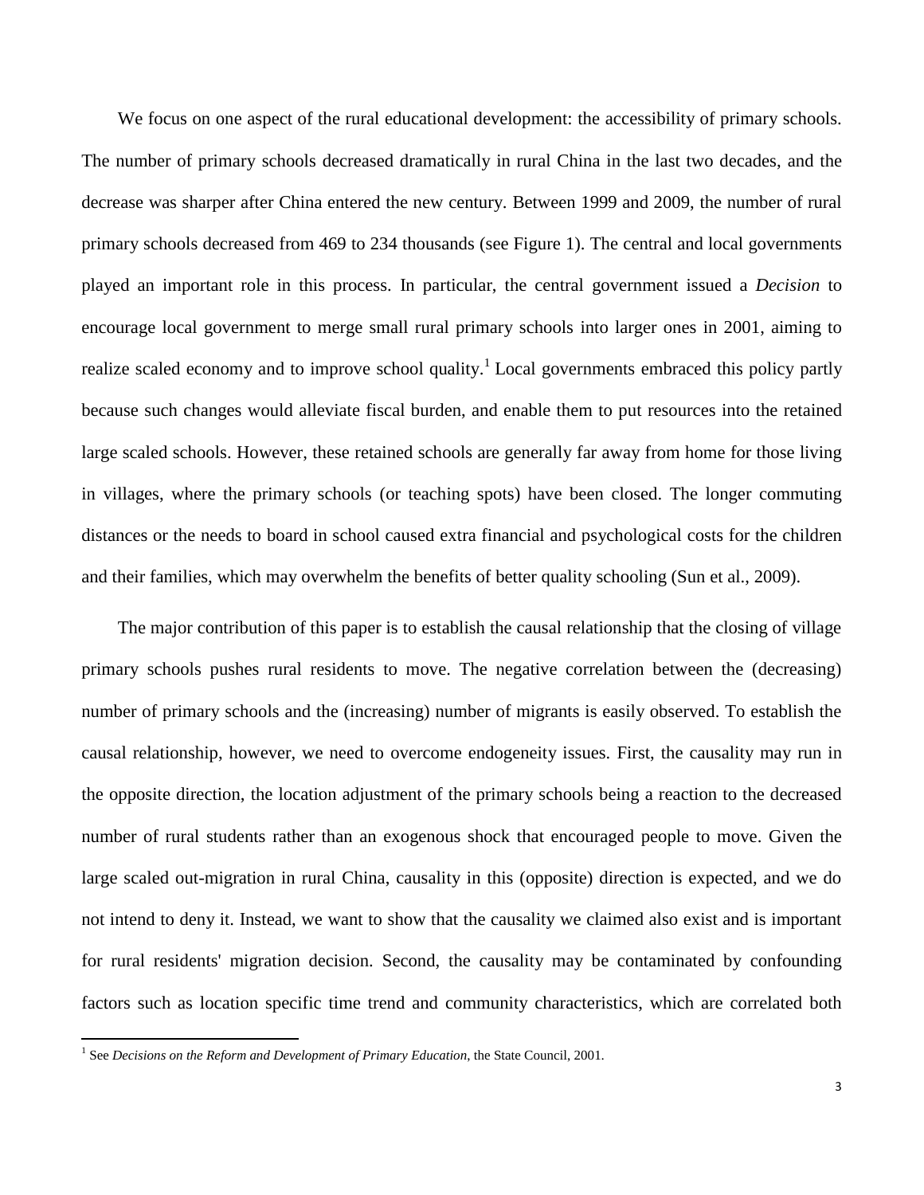We focus on one aspect of the rural educational development: the accessibility of primary schools. The number of primary schools decreased dramatically in rural China in the last two decades, and the decrease was sharper after China entered the new century. Between 1999 and 2009, the number of rural primary schools decreased from 469 to 234 thousands (see Figure 1). The central and local governments played an important role in this process. In particular, the central government issued a *Decision* to encourage local government to merge small rural primary schools into larger ones in 2001, aiming to realize scaled economy and to improve school quality.[1] Local governments embraced this policy partly because such changes would alleviate fiscal burden, and enable them to put resources into the retained large scaled schools. However, these retained schools are generally far away from home for those living in villages, where the primary schools (or teaching spots) have been closed. The longer commuting distances or the needs to board in school caused extra financial and psychological costs for the children and their families, which may overwhelm the benefits of better quality schooling (Sun et al., 2009).

The major contribution of this paper is to establish the causal relationship that the closing of village primary schools pushes rural residents to move. The negative correlation between the (decreasing) number of primary schools and the (increasing) number of migrants is easily observed. To establish the causal relationship, however, we need to overcome endogeneity issues. First, the causality may run in the opposite direction, the location adjustment of the primary schools being a reaction to the decreased number of rural students rather than an exogenous shock that encouraged people to move. Given the large scaled out-migration in rural China, causality in this (opposite) direction is expected, and we do not intend to deny it. Instead, we want to show that the causality we claimed also exist and is important for rural residents' migration decision. Second, the causality may be contaminated by confounding factors such as location specific time trend and community characteristics, which are correlated both

[1] See *Decisions on the Reform and Development of Primary Education*, the State Council, 2001.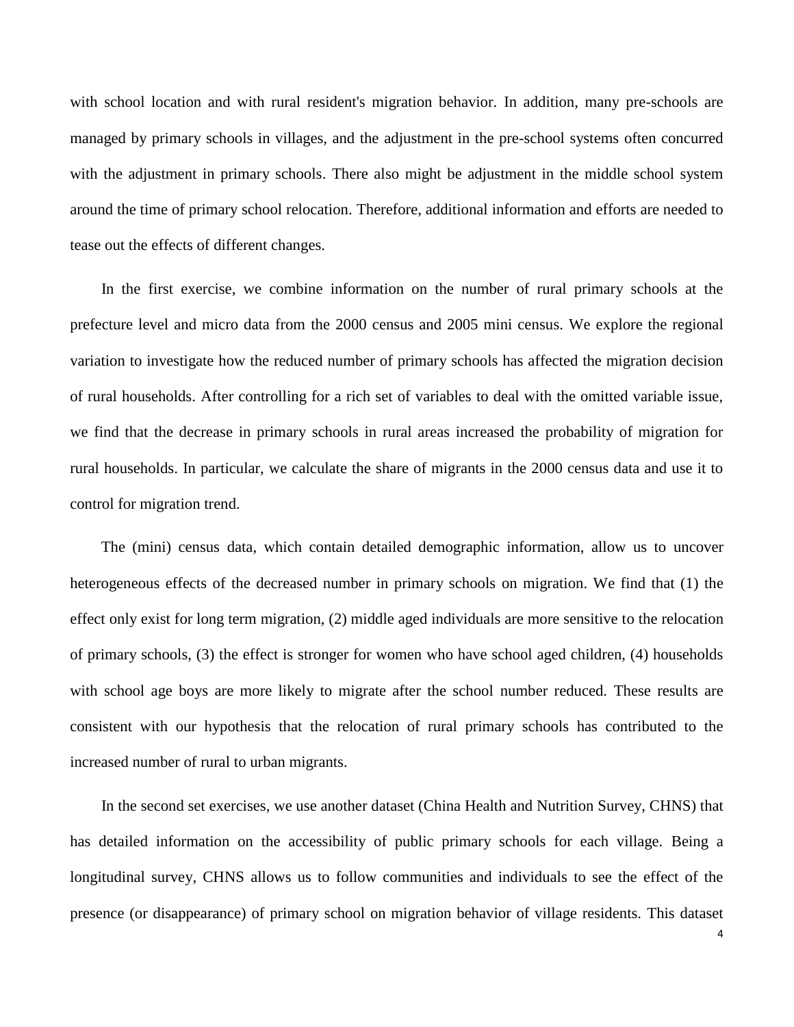with school location and with rural resident's migration behavior. In addition, many pre-schools are managed by primary schools in villages, and the adjustment in the pre-school systems often concurred with the adjustment in primary schools. There also might be adjustment in the middle school system around the time of primary school relocation. Therefore, additional information and efforts are needed to tease out the effects of different changes.

In the first exercise, we combine information on the number of rural primary schools at the prefecture level and micro data from the 2000 census and 2005 mini census. We explore the regional variation to investigate how the reduced number of primary schools has affected the migration decision of rural households. After controlling for a rich set of variables to deal with the omitted variable issue, we find that the decrease in primary schools in rural areas increased the probability of migration for rural households. In particular, we calculate the share of migrants in the 2000 census data and use it to control for migration trend.

The (mini) census data, which contain detailed demographic information, allow us to uncover heterogeneous effects of the decreased number in primary schools on migration. We find that (1) the effect only exist for long term migration, (2) middle aged individuals are more sensitive to the relocation of primary schools, (3) the effect is stronger for women who have school aged children, (4) households with school age boys are more likely to migrate after the school number reduced. These results are consistent with our hypothesis that the relocation of rural primary schools has contributed to the increased number of rural to urban migrants.

In the second set exercises, we use another dataset (China Health and Nutrition Survey, CHNS) that has detailed information on the accessibility of public primary schools for each village. Being a longitudinal survey, CHNS allows us to follow communities and individuals to see the effect of the presence (or disappearance) of primary school on migration behavior of village residents. This dataset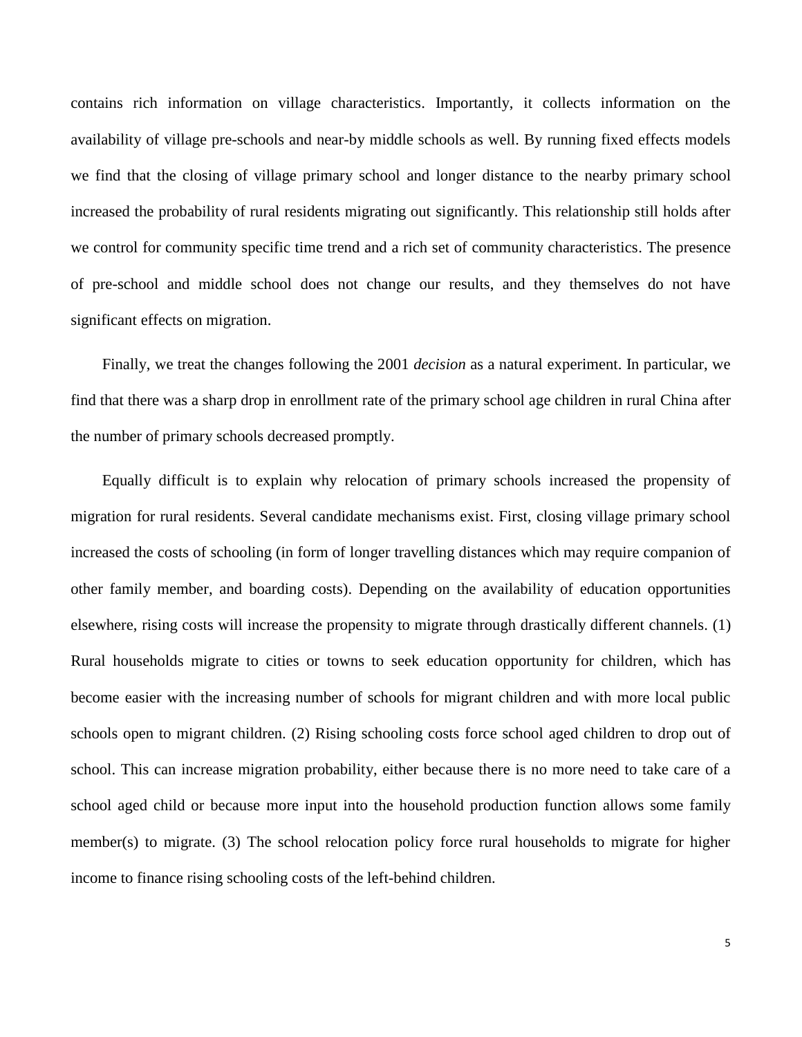contains rich information on village characteristics. Importantly, it collects information on the availability of village pre-schools and near-by middle schools as well. By running fixed effects models we find that the closing of village primary school and longer distance to the nearby primary school increased the probability of rural residents migrating out significantly. This relationship still holds after we control for community specific time trend and a rich set of community characteristics. The presence of pre-school and middle school does not change our results, and they themselves do not have significant effects on migration.

Finally, we treat the changes following the 2001 *decision* as a natural experiment. In particular, we find that there was a sharp drop in enrollment rate of the primary school age children in rural China after the number of primary schools decreased promptly.

Equally difficult is to explain why relocation of primary schools increased the propensity of migration for rural residents. Several candidate mechanisms exist. First, closing village primary school increased the costs of schooling (in form of longer travelling distances which may require companion of other family member, and boarding costs). Depending on the availability of education opportunities elsewhere, rising costs will increase the propensity to migrate through drastically different channels. (1) Rural households migrate to cities or towns to seek education opportunity for children, which has become easier with the increasing number of schools for migrant children and with more local public schools open to migrant children. (2) Rising schooling costs force school aged children to drop out of school. This can increase migration probability, either because there is no more need to take care of a school aged child or because more input into the household production function allows some family member(s) to migrate. (3) The school relocation policy force rural households to migrate for higher income to finance rising schooling costs of the left-behind children.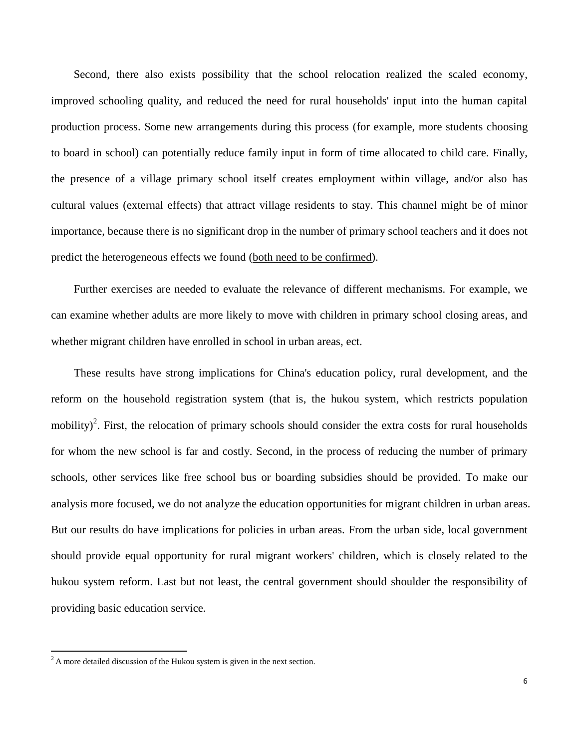Second, there also exists possibility that the school relocation realized the scaled economy, improved schooling quality, and reduced the need for rural households' input into the human capital production process. Some new arrangements during this process (for example, more students choosing to board in school) can potentially reduce family input in form of time allocated to child care. Finally, the presence of a village primary school itself creates employment within village, and/or also has cultural values (external effects) that attract village residents to stay. This channel might be of minor importance, because there is no significant drop in the number of primary school teachers and it does not predict the heterogeneous effects we found (<u>both need to be confirmed</u>).

Further exercises are needed to evaluate the relevance of different mechanisms. For example, we can examine whether adults are more likely to move with children in primary school closing areas, and whether migrant children have enrolled in school in urban areas, ect.

These results have strong implications for China's education policy, rural development, and the reform on the household registration system (that is, the hukou system, which restricts population mobility)[2]. First, the relocation of primary schools should consider the extra costs for rural households for whom the new school is far and costly. Second, in the process of reducing the number of primary schools, other services like free school bus or boarding subsidies should be provided. To make our analysis more focused, we do not analyze the education opportunities for migrant children in urban areas. But our results do have implications for policies in urban areas. From the urban side, local government should provide equal opportunity for rural migrant workers' children, which is closely related to the hukou system reform. Last but not least, the central government should shoulder the responsibility of providing basic education service.

[2] A more detailed discussion of the Hukou system is given in the next section.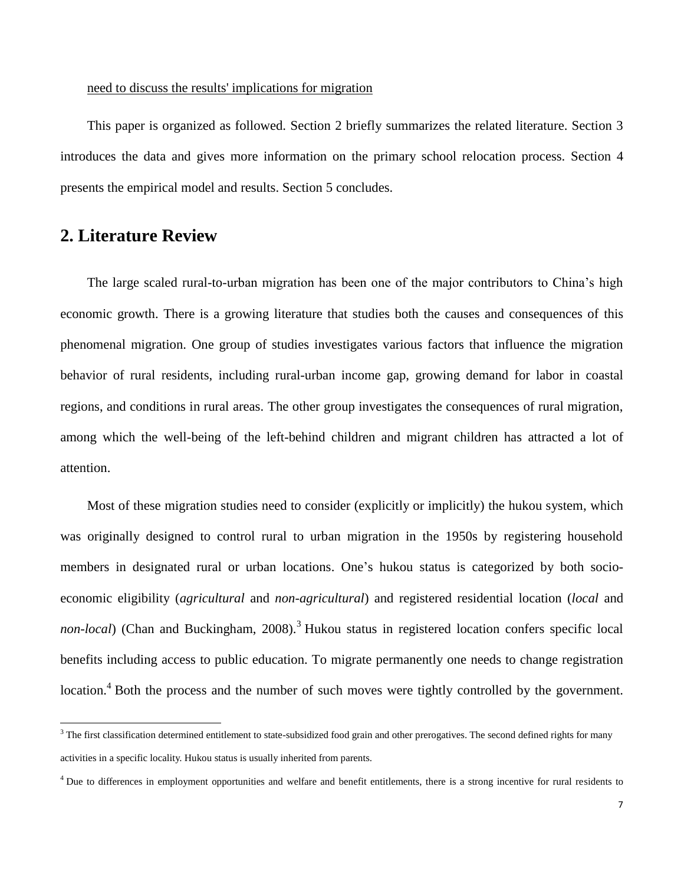need to discuss the results' implications for migration

This paper is organized as followed. Section 2 briefly summarizes the related literature. Section 3 introduces the data and gives more information on the primary school relocation process. Section 4 presents the empirical model and results. Section 5 concludes.

## 2. Literature Review

The large scaled rural-to-urban migration has been one of the major contributors to China's high economic growth. There is a growing literature that studies both the causes and consequences of this phenomenal migration. One group of studies investigates various factors that influence the migration behavior of rural residents, including rural-urban income gap, growing demand for labor in coastal regions, and conditions in rural areas. The other group investigates the consequences of rural migration, among which the well-being of the left-behind children and migrant children has attracted a lot of attention.

Most of these migration studies need to consider (explicitly or implicitly) the hukou system, which was originally designed to control rural to urban migration in the 1950s by registering household members in designated rural or urban locations. One's hukou status is categorized by both socio-economic eligibility (*agricultural* and *non-agricultural*) and registered residential location (*local* and *non-local*) (Chan and Buckingham, 2008).[3] Hukou status in registered location confers specific local benefits including access to public education. To migrate permanently one needs to change registration location.[4] Both the process and the number of such moves were tightly controlled by the government.

[3] The first classification determined entitlement to state-subsidized food grain and other prerogatives. The second defined rights for many activities in a specific locality. Hukou status is usually inherited from parents.

[4] Due to differences in employment opportunities and welfare and benefit entitlements, there is a strong incentive for rural residents to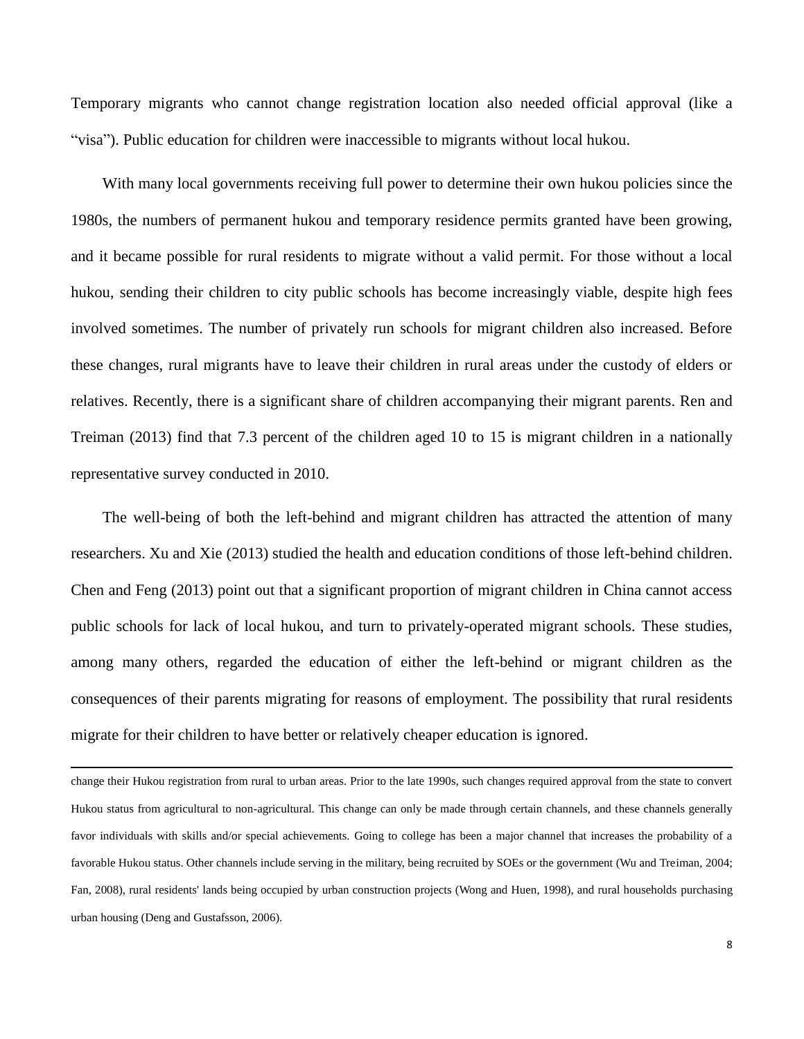Temporary migrants who cannot change registration location also needed official approval (like a "visa"). Public education for children were inaccessible to migrants without local hukou.

With many local governments receiving full power to determine their own hukou policies since the 1980s, the numbers of permanent hukou and temporary residence permits granted have been growing, and it became possible for rural residents to migrate without a valid permit. For those without a local hukou, sending their children to city public schools has become increasingly viable, despite high fees involved sometimes. The number of privately run schools for migrant children also increased. Before these changes, rural migrants have to leave their children in rural areas under the custody of elders or relatives. Recently, there is a significant share of children accompanying their migrant parents. Ren and Treiman (2013) find that 7.3 percent of the children aged 10 to 15 is migrant children in a nationally representative survey conducted in 2010.

The well-being of both the left-behind and migrant children has attracted the attention of many researchers. Xu and Xie (2013) studied the health and education conditions of those left-behind children. Chen and Feng (2013) point out that a significant proportion of migrant children in China cannot access public schools for lack of local hukou, and turn to privately-operated migrant schools. These studies, among many others, regarded the education of either the left-behind or migrant children as the consequences of their parents migrating for reasons of employment. The possibility that rural residents migrate for their children to have better or relatively cheaper education is ignored.

---

change their Hukou registration from rural to urban areas. Prior to the late 1990s, such changes required approval from the state to convert Hukou status from agricultural to non-agricultural. This change can only be made through certain channels, and these channels generally favor individuals with skills and/or special achievements. Going to college has been a major channel that increases the probability of a favorable Hukou status. Other channels include serving in the military, being recruited by SOEs or the government (Wu and Treiman, 2004; Fan, 2008), rural residents' lands being occupied by urban construction projects (Wong and Huen, 1998), and rural households purchasing urban housing (Deng and Gustafsson, 2006).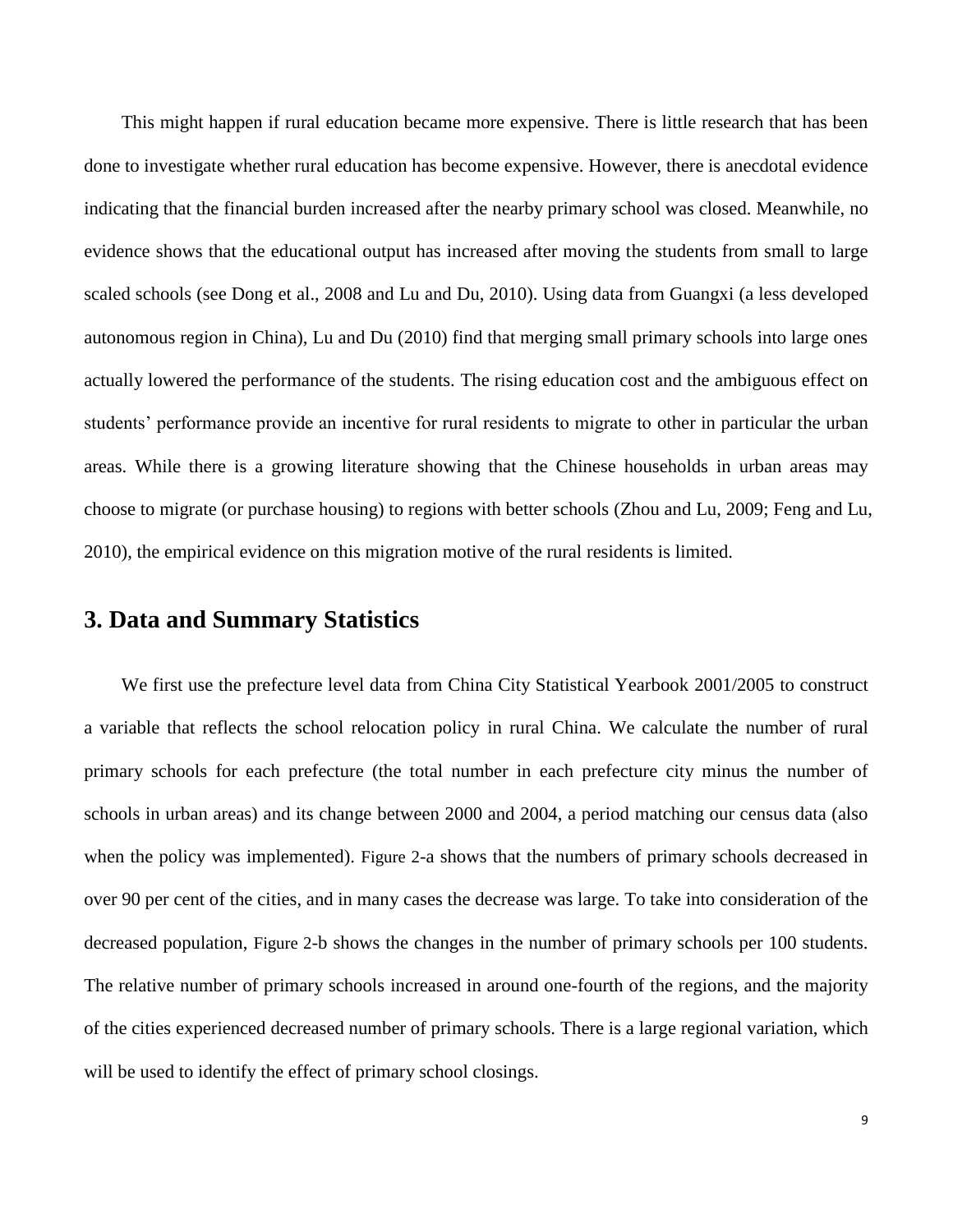This might happen if rural education became more expensive. There is little research that has been done to investigate whether rural education has become expensive. However, there is anecdotal evidence indicating that the financial burden increased after the nearby primary school was closed. Meanwhile, no evidence shows that the educational output has increased after moving the students from small to large scaled schools (see Dong et al., 2008 and Lu and Du, 2010). Using data from Guangxi (a less developed autonomous region in China), Lu and Du (2010) find that merging small primary schools into large ones actually lowered the performance of the students. The rising education cost and the ambiguous effect on students' performance provide an incentive for rural residents to migrate to other in particular the urban areas. While there is a growing literature showing that the Chinese households in urban areas may choose to migrate (or purchase housing) to regions with better schools (Zhou and Lu, 2009; Feng and Lu, 2010), the empirical evidence on this migration motive of the rural residents is limited.

## 3. Data and Summary Statistics

We first use the prefecture level data from China City Statistical Yearbook 2001/2005 to construct a variable that reflects the school relocation policy in rural China. We calculate the number of rural primary schools for each prefecture (the total number in each prefecture city minus the number of schools in urban areas) and its change between 2000 and 2004, a period matching our census data (also when the policy was implemented). Figure 2-a shows that the numbers of primary schools decreased in over 90 per cent of the cities, and in many cases the decrease was large. To take into consideration of the decreased population, Figure 2-b shows the changes in the number of primary schools per 100 students. The relative number of primary schools increased in around one-fourth of the regions, and the majority of the cities experienced decreased number of primary schools. There is a large regional variation, which will be used to identify the effect of primary school closings.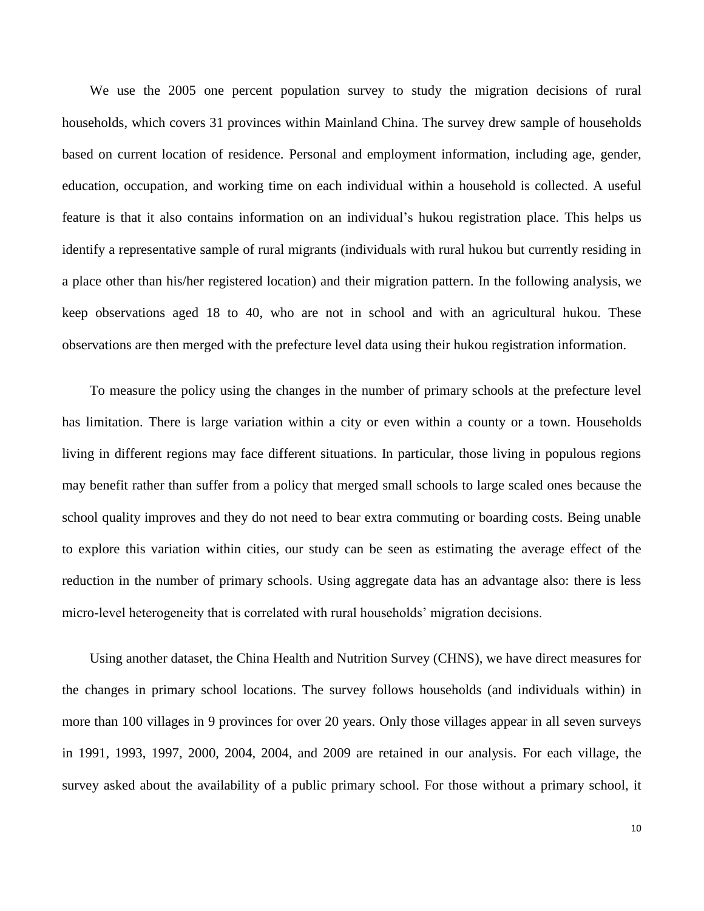We use the 2005 one percent population survey to study the migration decisions of rural households, which covers 31 provinces within Mainland China. The survey drew sample of households based on current location of residence. Personal and employment information, including age, gender, education, occupation, and working time on each individual within a household is collected. A useful feature is that it also contains information on an individual's hukou registration place. This helps us identify a representative sample of rural migrants (individuals with rural hukou but currently residing in a place other than his/her registered location) and their migration pattern. In the following analysis, we keep observations aged 18 to 40, who are not in school and with an agricultural hukou. These observations are then merged with the prefecture level data using their hukou registration information.

To measure the policy using the changes in the number of primary schools at the prefecture level has limitation. There is large variation within a city or even within a county or a town. Households living in different regions may face different situations. In particular, those living in populous regions may benefit rather than suffer from a policy that merged small schools to large scaled ones because the school quality improves and they do not need to bear extra commuting or boarding costs. Being unable to explore this variation within cities, our study can be seen as estimating the average effect of the reduction in the number of primary schools. Using aggregate data has an advantage also: there is less micro-level heterogeneity that is correlated with rural households' migration decisions.

Using another dataset, the China Health and Nutrition Survey (CHNS), we have direct measures for the changes in primary school locations. The survey follows households (and individuals within) in more than 100 villages in 9 provinces for over 20 years. Only those villages appear in all seven surveys in 1991, 1993, 1997, 2000, 2004, 2004, and 2009 are retained in our analysis. For each village, the survey asked about the availability of a public primary school. For those without a primary school, it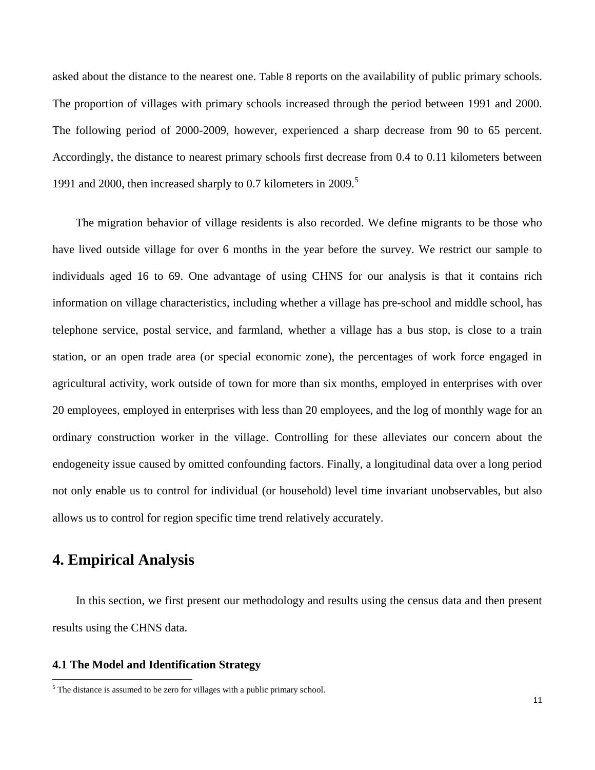asked about the distance to the nearest one. Table 8 reports on the availability of public primary schools. The proportion of villages with primary schools increased through the period between 1991 and 2000. The following period of 2000-2009, however, experienced a sharp decrease from 90 to 65 percent. Accordingly, the distance to nearest primary schools first decrease from 0.4 to 0.11 kilometers between 1991 and 2000, then increased sharply to 0.7 kilometers in 2009.[5]

The migration behavior of village residents is also recorded. We define migrants to be those who have lived outside village for over 6 months in the year before the survey. We restrict our sample to individuals aged 16 to 69. One advantage of using CHNS for our analysis is that it contains rich information on village characteristics, including whether a village has pre-school and middle school, has telephone service, postal service, and farmland, whether a village has a bus stop, is close to a train station, or an open trade area (or special economic zone), the percentages of work force engaged in agricultural activity, work outside of town for more than six months, employed in enterprises with over 20 employees, employed in enterprises with less than 20 employees, and the log of monthly wage for an ordinary construction worker in the village. Controlling for these alleviates our concern about the endogeneity issue caused by omitted confounding factors. Finally, a longitudinal data over a long period not only enable us to control for individual (or household) level time invariant unobservables, but also allows us to control for region specific time trend relatively accurately.

# 4. Empirical Analysis

In this section, we first present our methodology and results using the census data and then present results using the CHNS data.

### 4.1 The Model and Identification Strategy

[5] The distance is assumed to be zero for villages with a public primary school.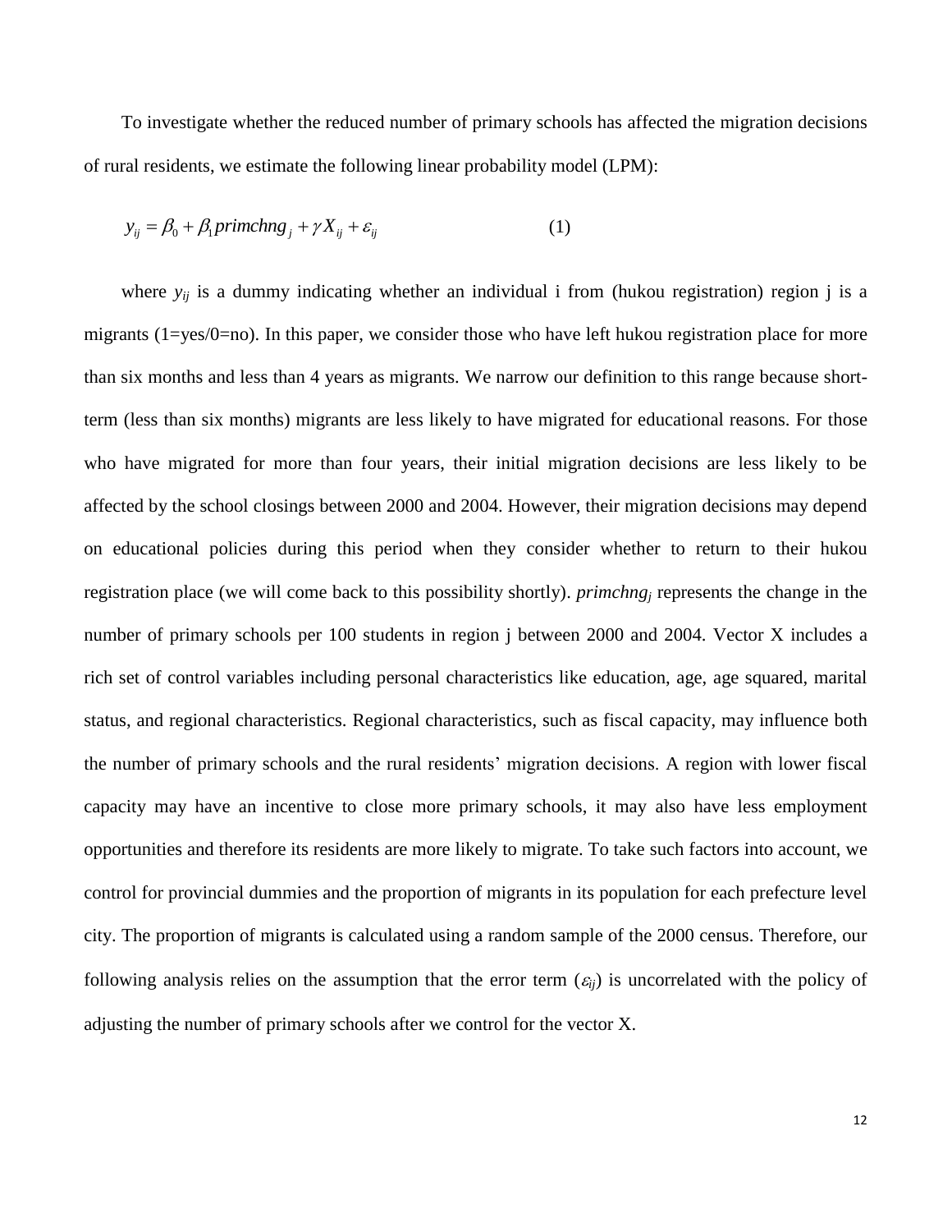To investigate whether the reduced number of primary schools has affected the migration decisions of rural residents, we estimate the following linear probability model (LPM):

$$y_{ij} = \beta_0 + \beta_1 primchng_j + \gamma X_{ij} + \varepsilon_{ij} \qquad (1)$$

where $y_{ij}$ is a dummy indicating whether an individual i from (hukou registration) region j is a migrants (1=yes/0=no). In this paper, we consider those who have left hukou registration place for more than six months and less than 4 years as migrants. We narrow our definition to this range because short-term (less than six months) migrants are less likely to have migrated for educational reasons. For those who have migrated for more than four years, their initial migration decisions are less likely to be affected by the school closings between 2000 and 2004. However, their migration decisions may depend on educational policies during this period when they consider whether to return to their hukou registration place (we will come back to this possibility shortly). $primchng_j$ represents the change in the number of primary schools per 100 students in region j between 2000 and 2004. Vector X includes a rich set of control variables including personal characteristics like education, age, age squared, marital status, and regional characteristics. Regional characteristics, such as fiscal capacity, may influence both the number of primary schools and the rural residents' migration decisions. A region with lower fiscal capacity may have an incentive to close more primary schools, it may also have less employment opportunities and therefore its residents are more likely to migrate. To take such factors into account, we control for provincial dummies and the proportion of migrants in its population for each prefecture level city. The proportion of migrants is calculated using a random sample of the 2000 census. Therefore, our following analysis relies on the assumption that the error term ($\varepsilon_{ij}$) is uncorrelated with the policy of adjusting the number of primary schools after we control for the vector X.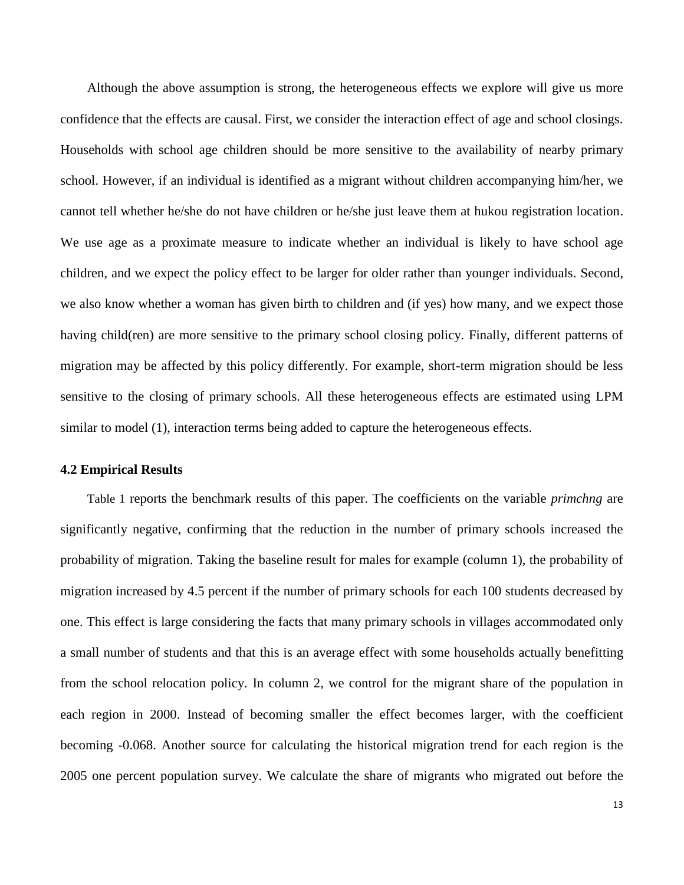Although the above assumption is strong, the heterogeneous effects we explore will give us more confidence that the effects are causal. First, we consider the interaction effect of age and school closings. Households with school age children should be more sensitive to the availability of nearby primary school. However, if an individual is identified as a migrant without children accompanying him/her, we cannot tell whether he/she do not have children or he/she just leave them at hukou registration location. We use age as a proximate measure to indicate whether an individual is likely to have school age children, and we expect the policy effect to be larger for older rather than younger individuals. Second, we also know whether a woman has given birth to children and (if yes) how many, and we expect those having child(ren) are more sensitive to the primary school closing policy. Finally, different patterns of migration may be affected by this policy differently. For example, short-term migration should be less sensitive to the closing of primary schools. All these heterogeneous effects are estimated using LPM similar to model (1), interaction terms being added to capture the heterogeneous effects.

### 4.2 Empirical Results

Table 1 reports the benchmark results of this paper. The coefficients on the variable *primchng* are significantly negative, confirming that the reduction in the number of primary schools increased the probability of migration. Taking the baseline result for males for example (column 1), the probability of migration increased by 4.5 percent if the number of primary schools for each 100 students decreased by one. This effect is large considering the facts that many primary schools in villages accommodated only a small number of students and that this is an average effect with some households actually benefitting from the school relocation policy. In column 2, we control for the migrant share of the population in each region in 2000. Instead of becoming smaller the effect becomes larger, with the coefficient becoming -0.068. Another source for calculating the historical migration trend for each region is the 2005 one percent population survey. We calculate the share of migrants who migrated out before the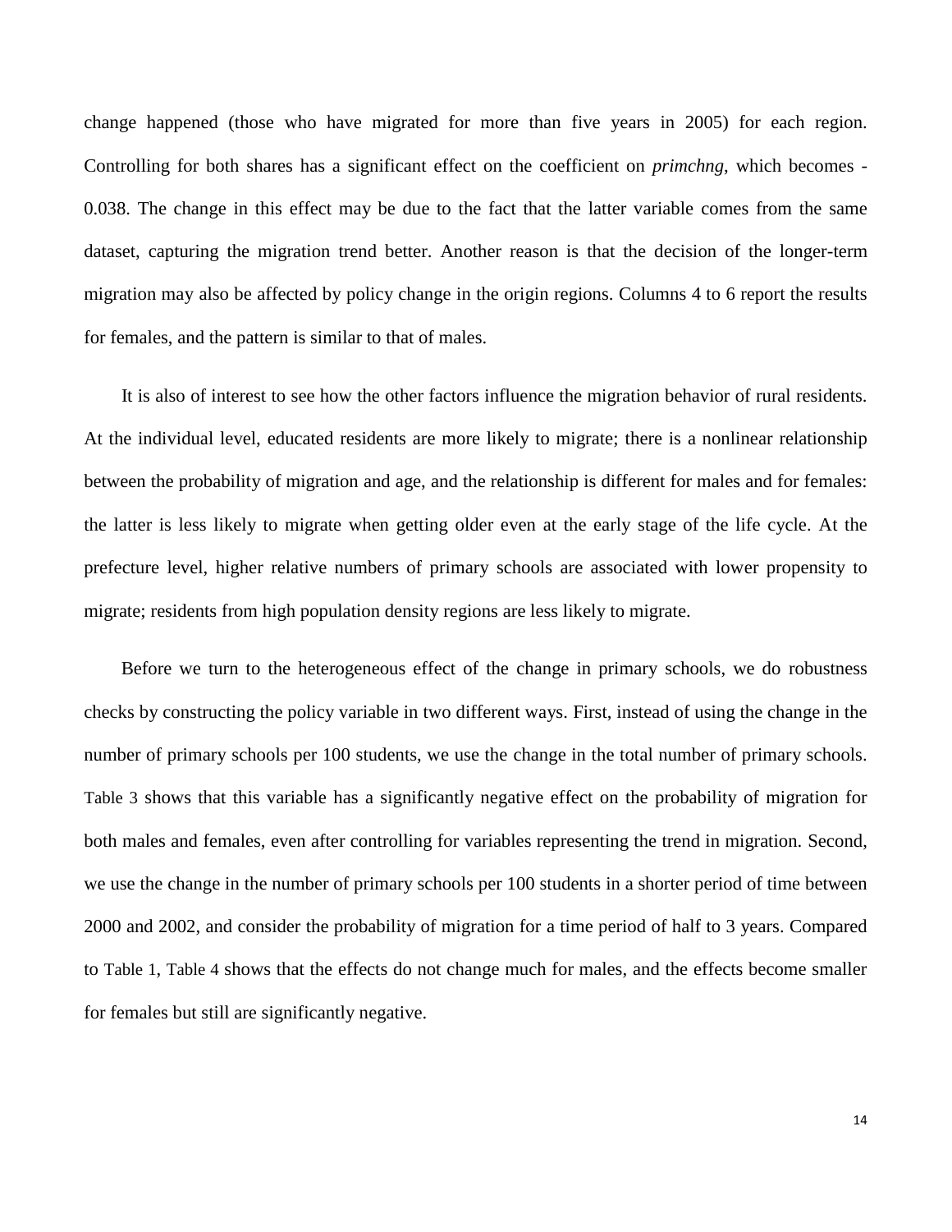change happened (those who have migrated for more than five years in 2005) for each region. Controlling for both shares has a significant effect on the coefficient on *primchng*, which becomes -0.038. The change in this effect may be due to the fact that the latter variable comes from the same dataset, capturing the migration trend better. Another reason is that the decision of the longer-term migration may also be affected by policy change in the origin regions. Columns 4 to 6 report the results for females, and the pattern is similar to that of males.

It is also of interest to see how the other factors influence the migration behavior of rural residents. At the individual level, educated residents are more likely to migrate; there is a nonlinear relationship between the probability of migration and age, and the relationship is different for males and for females: the latter is less likely to migrate when getting older even at the early stage of the life cycle. At the prefecture level, higher relative numbers of primary schools are associated with lower propensity to migrate; residents from high population density regions are less likely to migrate.

Before we turn to the heterogeneous effect of the change in primary schools, we do robustness checks by constructing the policy variable in two different ways. First, instead of using the change in the number of primary schools per 100 students, we use the change in the total number of primary schools. Table 3 shows that this variable has a significantly negative effect on the probability of migration for both males and females, even after controlling for variables representing the trend in migration. Second, we use the change in the number of primary schools per 100 students in a shorter period of time between 2000 and 2002, and consider the probability of migration for a time period of half to 3 years. Compared to Table 1, Table 4 shows that the effects do not change much for males, and the effects become smaller for females but still are significantly negative.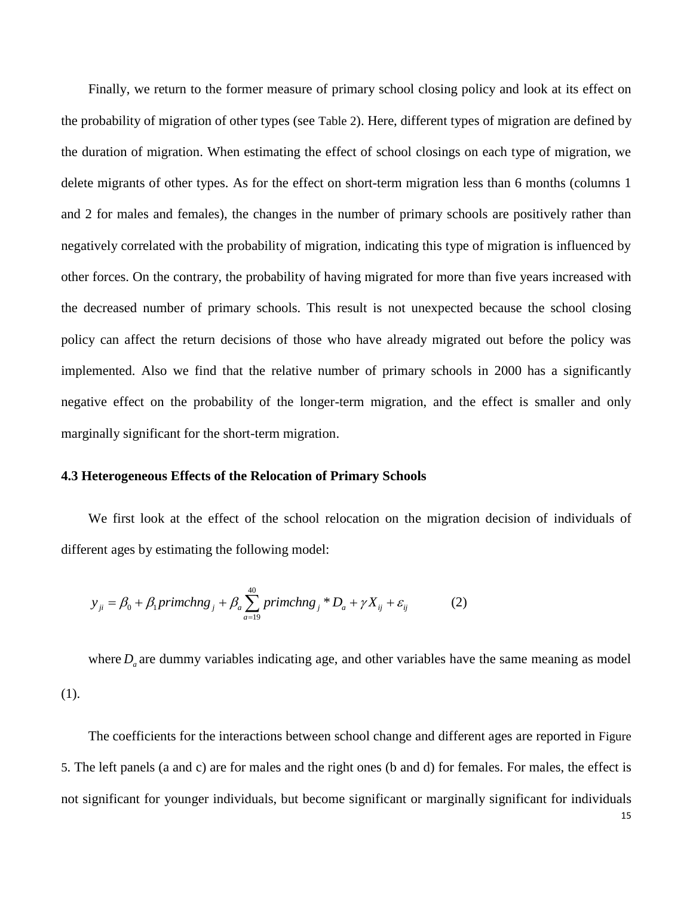Finally, we return to the former measure of primary school closing policy and look at its effect on the probability of migration of other types (see Table 2). Here, different types of migration are defined by the duration of migration. When estimating the effect of school closings on each type of migration, we delete migrants of other types. As for the effect on short-term migration less than 6 months (columns 1 and 2 for males and females), the changes in the number of primary schools are positively rather than negatively correlated with the probability of migration, indicating this type of migration is influenced by other forces. On the contrary, the probability of having migrated for more than five years increased with the decreased number of primary schools. This result is not unexpected because the school closing policy can affect the return decisions of those who have already migrated out before the policy was implemented. Also we find that the relative number of primary schools in 2000 has a significantly negative effect on the probability of the longer-term migration, and the effect is smaller and only marginally significant for the short-term migration.

### 4.3 Heterogeneous Effects of the Relocation of Primary Schools

We first look at the effect of the school relocation on the migration decision of individuals of different ages by estimating the following model:

$$y_{ji} = \beta_0 + \beta_1 primchng_j + \beta_a \sum_{a=19}^{40} primchng_j * D_a + \gamma X_{ij} + \varepsilon_{ij} \qquad (2)$$

where $D_a$ are dummy variables indicating age, and other variables have the same meaning as model (1).

The coefficients for the interactions between school change and different ages are reported in Figure 5. The left panels (a and c) are for males and the right ones (b and d) for females. For males, the effect is not significant for younger individuals, but become significant or marginally significant for individuals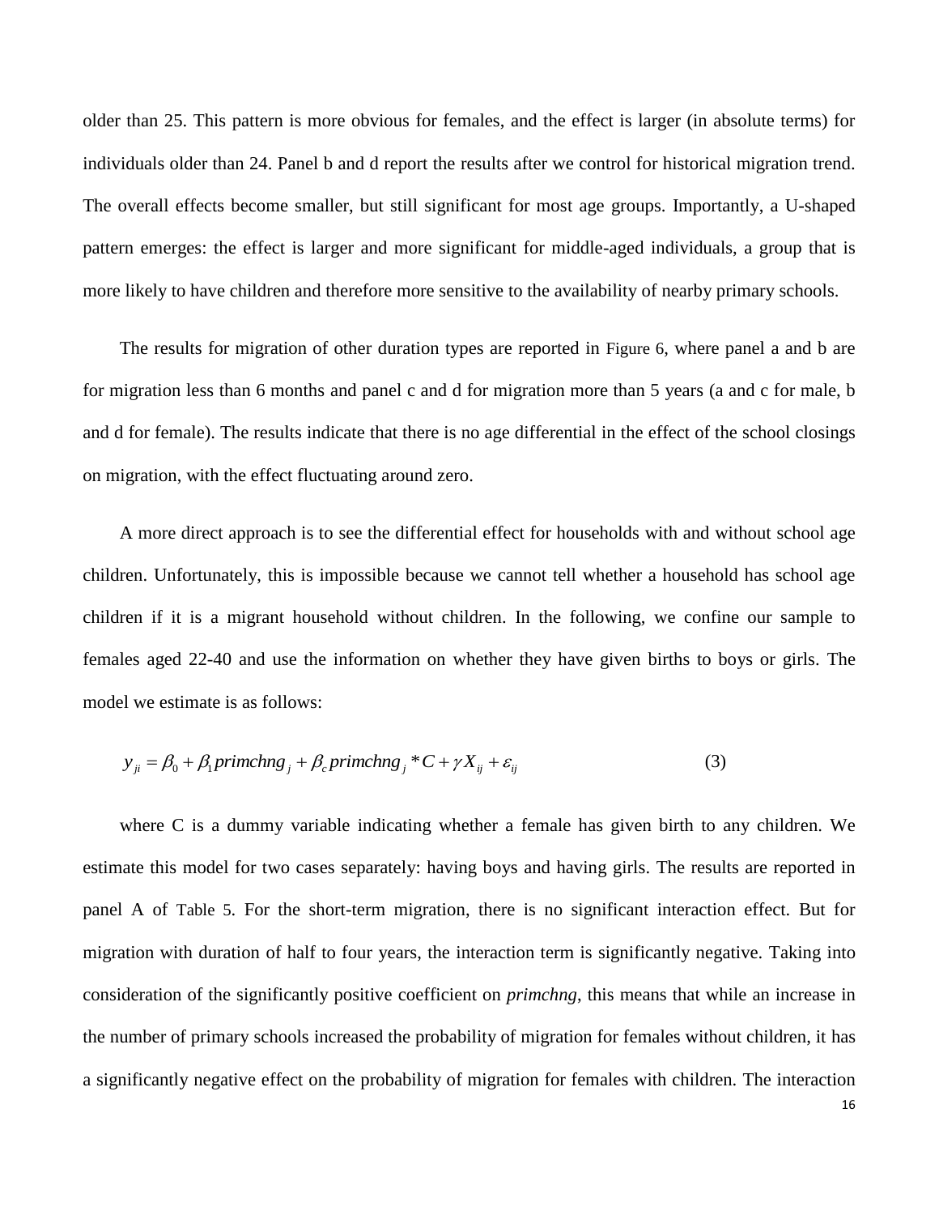older than 25. This pattern is more obvious for females, and the effect is larger (in absolute terms) for individuals older than 24. Panel b and d report the results after we control for historical migration trend. The overall effects become smaller, but still significant for most age groups. Importantly, a U-shaped pattern emerges: the effect is larger and more significant for middle-aged individuals, a group that is more likely to have children and therefore more sensitive to the availability of nearby primary schools.

The results for migration of other duration types are reported in Figure 6, where panel a and b are for migration less than 6 months and panel c and d for migration more than 5 years (a and c for male, b and d for female). The results indicate that there is no age differential in the effect of the school closings on migration, with the effect fluctuating around zero.

A more direct approach is to see the differential effect for households with and without school age children. Unfortunately, this is impossible because we cannot tell whether a household has school age children if it is a migrant household without children. In the following, we confine our sample to females aged 22-40 and use the information on whether they have given births to boys or girls. The model we estimate is as follows:

$$y_{ji} = \beta_0 + \beta_1 primchng_j + \beta_c primchng_j * C + \gamma X_{ij} + \varepsilon_{ij} \tag{3}$$

where C is a dummy variable indicating whether a female has given birth to any children. We estimate this model for two cases separately: having boys and having girls. The results are reported in panel A of Table 5. For the short-term migration, there is no significant interaction effect. But for migration with duration of half to four years, the interaction term is significantly negative. Taking into consideration of the significantly positive coefficient on *primchng*, this means that while an increase in the number of primary schools increased the probability of migration for females without children, it has a significantly negative effect on the probability of migration for females with children. The interaction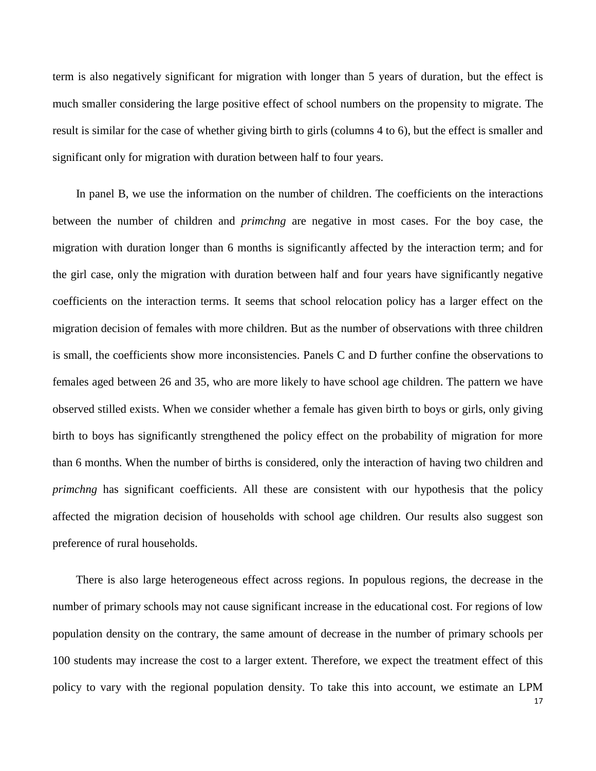term is also negatively significant for migration with longer than 5 years of duration, but the effect is much smaller considering the large positive effect of school numbers on the propensity to migrate. The result is similar for the case of whether giving birth to girls (columns 4 to 6), but the effect is smaller and significant only for migration with duration between half to four years.

In panel B, we use the information on the number of children. The coefficients on the interactions between the number of children and *primchng* are negative in most cases. For the boy case, the migration with duration longer than 6 months is significantly affected by the interaction term; and for the girl case, only the migration with duration between half and four years have significantly negative coefficients on the interaction terms. It seems that school relocation policy has a larger effect on the migration decision of females with more children. But as the number of observations with three children is small, the coefficients show more inconsistencies. Panels C and D further confine the observations to females aged between 26 and 35, who are more likely to have school age children. The pattern we have observed stilled exists. When we consider whether a female has given birth to boys or girls, only giving birth to boys has significantly strengthened the policy effect on the probability of migration for more than 6 months. When the number of births is considered, only the interaction of having two children and *primchng* has significant coefficients. All these are consistent with our hypothesis that the policy affected the migration decision of households with school age children. Our results also suggest son preference of rural households.

There is also large heterogeneous effect across regions. In populous regions, the decrease in the number of primary schools may not cause significant increase in the educational cost. For regions of low population density on the contrary, the same amount of decrease in the number of primary schools per 100 students may increase the cost to a larger extent. Therefore, we expect the treatment effect of this policy to vary with the regional population density. To take this into account, we estimate an LPM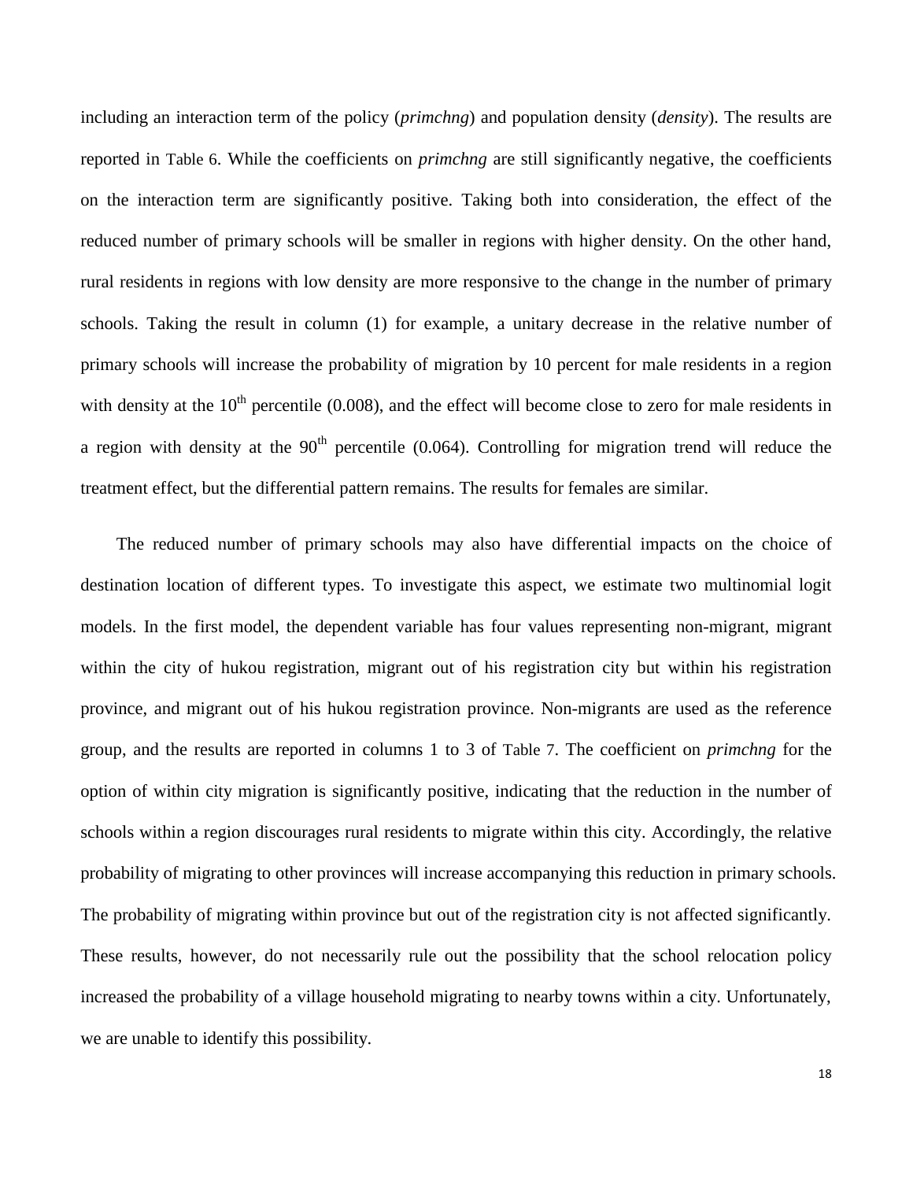including an interaction term of the policy (*primchng*) and population density (*density*). The results are reported in Table 6. While the coefficients on *primchng* are still significantly negative, the coefficients on the interaction term are significantly positive. Taking both into consideration, the effect of the reduced number of primary schools will be smaller in regions with higher density. On the other hand, rural residents in regions with low density are more responsive to the change in the number of primary schools. Taking the result in column (1) for example, a unitary decrease in the relative number of primary schools will increase the probability of migration by 10 percent for male residents in a region with density at the $10^{th}$ percentile (0.008), and the effect will become close to zero for male residents in a region with density at the $90^{th}$ percentile (0.064). Controlling for migration trend will reduce the treatment effect, but the differential pattern remains. The results for females are similar.

The reduced number of primary schools may also have differential impacts on the choice of destination location of different types. To investigate this aspect, we estimate two multinomial logit models. In the first model, the dependent variable has four values representing non-migrant, migrant within the city of hukou registration, migrant out of his registration city but within his registration province, and migrant out of his hukou registration province. Non-migrants are used as the reference group, and the results are reported in columns 1 to 3 of Table 7. The coefficient on *primchng* for the option of within city migration is significantly positive, indicating that the reduction in the number of schools within a region discourages rural residents to migrate within this city. Accordingly, the relative probability of migrating to other provinces will increase accompanying this reduction in primary schools. The probability of migrating within province but out of the registration city is not affected significantly. These results, however, do not necessarily rule out the possibility that the school relocation policy increased the probability of a village household migrating to nearby towns within a city. Unfortunately, we are unable to identify this possibility.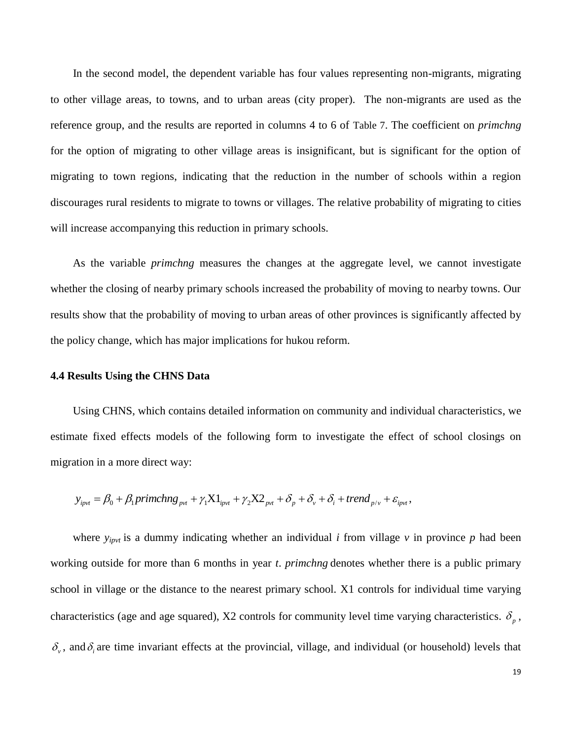In the second model, the dependent variable has four values representing non-migrants, migrating to other village areas, to towns, and to urban areas (city proper). The non-migrants are used as the reference group, and the results are reported in columns 4 to 6 of Table 7. The coefficient on *primchng* for the option of migrating to other village areas is insignificant, but is significant for the option of migrating to town regions, indicating that the reduction in the number of schools within a region discourages rural residents to migrate to towns or villages. The relative probability of migrating to cities will increase accompanying this reduction in primary schools.

As the variable *primchng* measures the changes at the aggregate level, we cannot investigate whether the closing of nearby primary schools increased the probability of moving to nearby towns. Our results show that the probability of moving to urban areas of other provinces is significantly affected by the policy change, which has major implications for hukou reform.

### 4.4 Results Using the CHNS Data

Using CHNS, which contains detailed information on community and individual characteristics, we estimate fixed effects models of the following form to investigate the effect of school closings on migration in a more direct way:

$$y_{ipvt} = \beta_0 + \beta_1 primchng_{pvt} + \gamma_1 \mathrm{X1}_{ipvt} + \gamma_2 \mathrm{X2}_{pvt} + \delta_p + \delta_v + \delta_i + trend_{p/v} + \varepsilon_{ipvt},$$

where $y_{ipvt}$ is a dummy indicating whether an individual *i* from village *v* in province *p* had been working outside for more than 6 months in year *t*. *primchng* denotes whether there is a public primary school in village or the distance to the nearest primary school. X1 controls for individual time varying characteristics (age and age squared), X2 controls for community level time varying characteristics. $\delta_p$, $\delta_v$, and $\delta_i$ are time invariant effects at the provincial, village, and individual (or household) levels that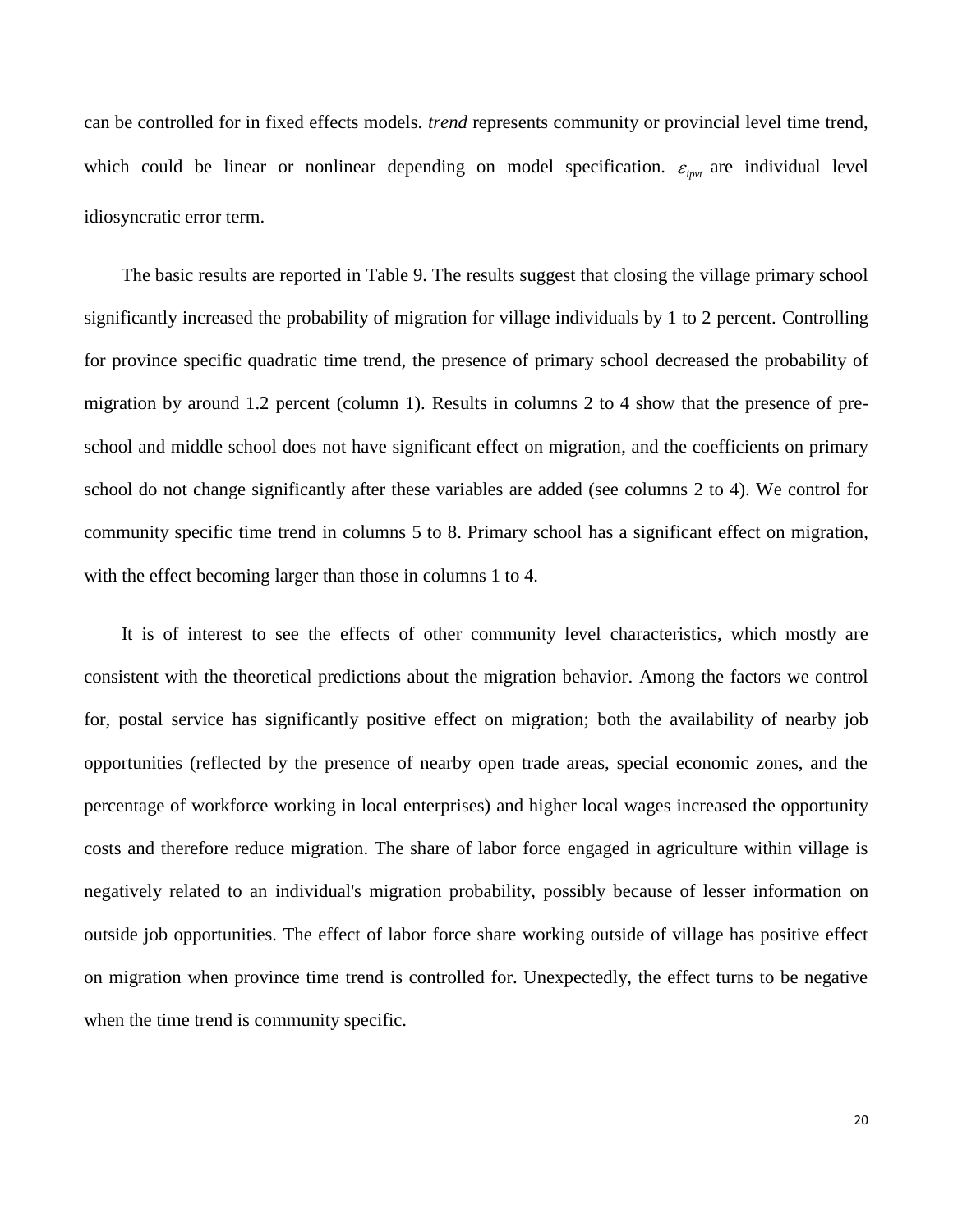can be controlled for in fixed effects models. *trend* represents community or provincial level time trend, which could be linear or nonlinear depending on model specification. $\varepsilon_{ipvt}$ are individual level idiosyncratic error term.

The basic results are reported in Table 9. The results suggest that closing the village primary school significantly increased the probability of migration for village individuals by 1 to 2 percent. Controlling for province specific quadratic time trend, the presence of primary school decreased the probability of migration by around 1.2 percent (column 1). Results in columns 2 to 4 show that the presence of pre-school and middle school does not have significant effect on migration, and the coefficients on primary school do not change significantly after these variables are added (see columns 2 to 4). We control for community specific time trend in columns 5 to 8. Primary school has a significant effect on migration, with the effect becoming larger than those in columns 1 to 4.

It is of interest to see the effects of other community level characteristics, which mostly are consistent with the theoretical predictions about the migration behavior. Among the factors we control for, postal service has significantly positive effect on migration; both the availability of nearby job opportunities (reflected by the presence of nearby open trade areas, special economic zones, and the percentage of workforce working in local enterprises) and higher local wages increased the opportunity costs and therefore reduce migration. The share of labor force engaged in agriculture within village is negatively related to an individual's migration probability, possibly because of lesser information on outside job opportunities. The effect of labor force share working outside of village has positive effect on migration when province time trend is controlled for. Unexpectedly, the effect turns to be negative when the time trend is community specific.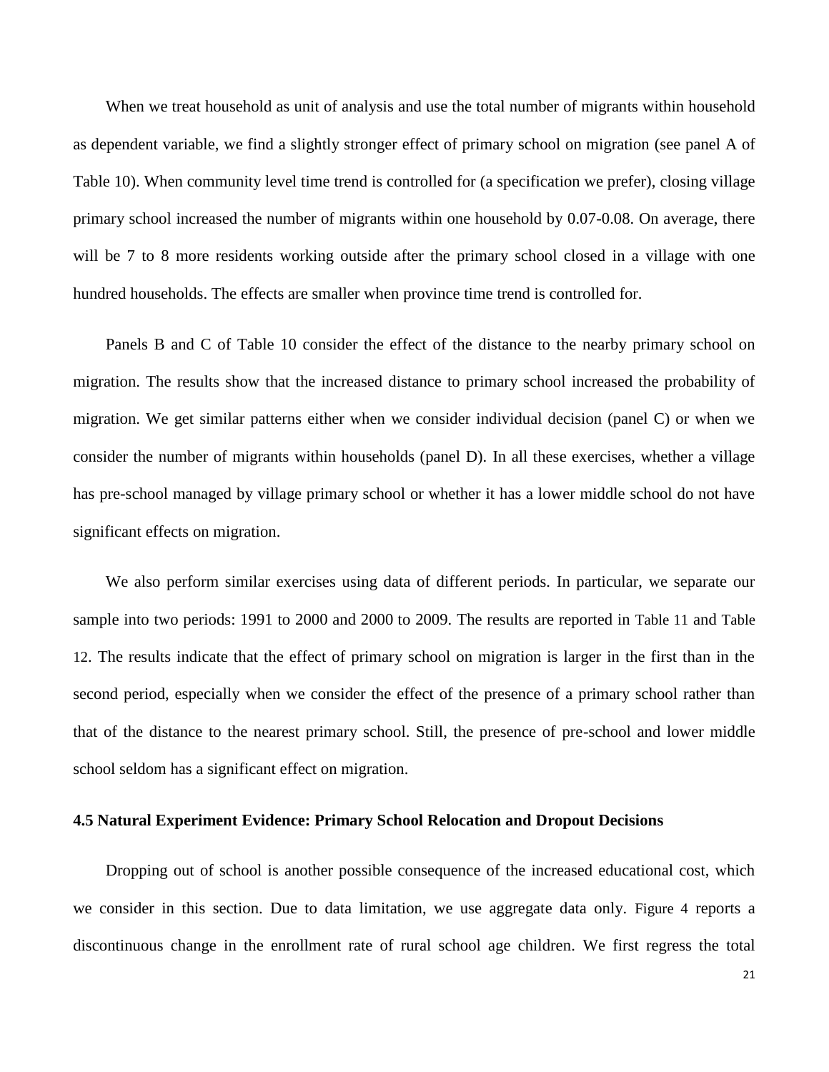When we treat household as unit of analysis and use the total number of migrants within household as dependent variable, we find a slightly stronger effect of primary school on migration (see panel A of Table 10). When community level time trend is controlled for (a specification we prefer), closing village primary school increased the number of migrants within one household by 0.07-0.08. On average, there will be 7 to 8 more residents working outside after the primary school closed in a village with one hundred households. The effects are smaller when province time trend is controlled for.

Panels B and C of Table 10 consider the effect of the distance to the nearby primary school on migration. The results show that the increased distance to primary school increased the probability of migration. We get similar patterns either when we consider individual decision (panel C) or when we consider the number of migrants within households (panel D). In all these exercises, whether a village has pre-school managed by village primary school or whether it has a lower middle school do not have significant effects on migration.

We also perform similar exercises using data of different periods. In particular, we separate our sample into two periods: 1991 to 2000 and 2000 to 2009. The results are reported in Table 11 and Table 12. The results indicate that the effect of primary school on migration is larger in the first than in the second period, especially when we consider the effect of the presence of a primary school rather than that of the distance to the nearest primary school. Still, the presence of pre-school and lower middle school seldom has a significant effect on migration.

### 4.5 Natural Experiment Evidence: Primary School Relocation and Dropout Decisions

Dropping out of school is another possible consequence of the increased educational cost, which we consider in this section. Due to data limitation, we use aggregate data only. Figure 4 reports a discontinuous change in the enrollment rate of rural school age children. We first regress the total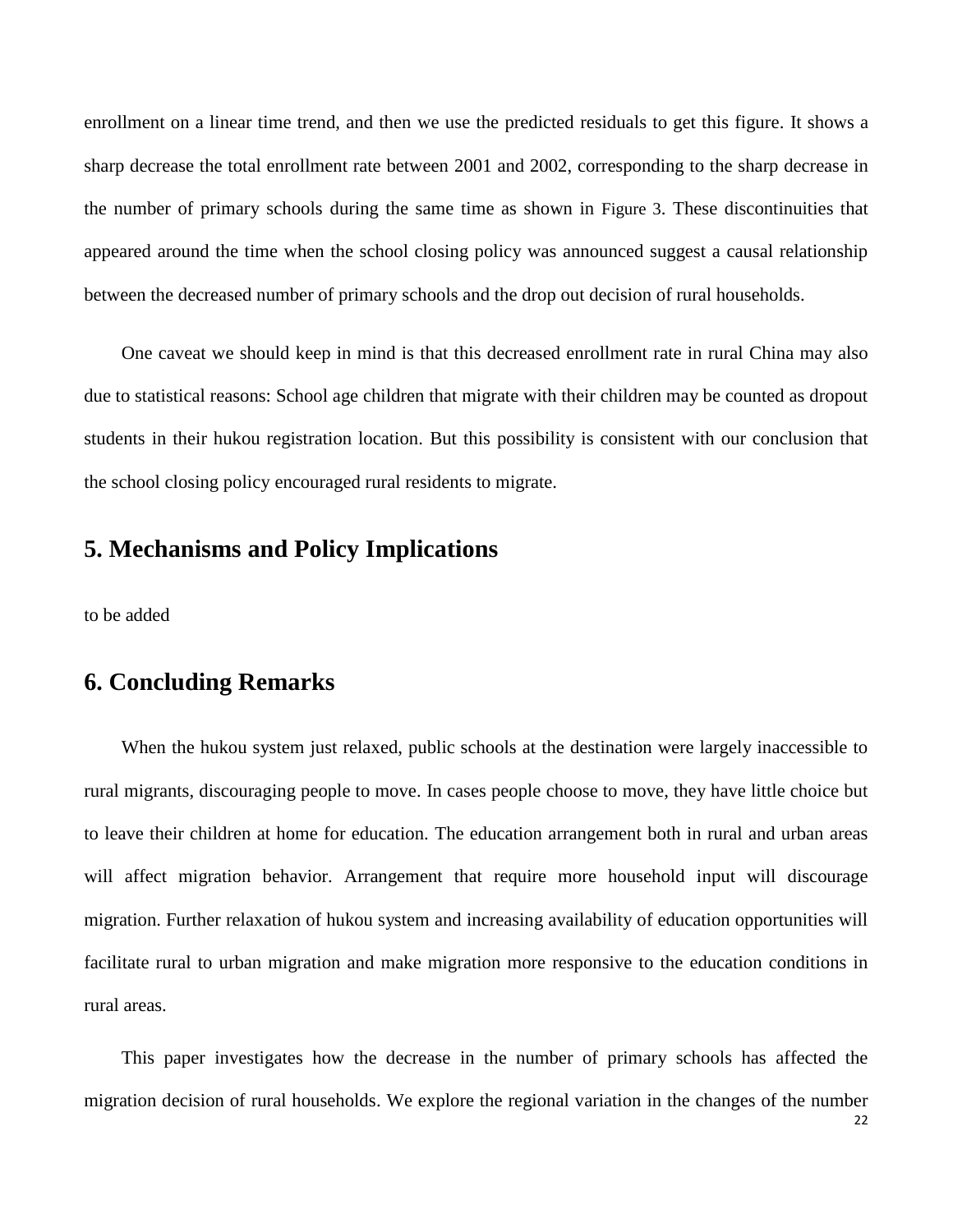enrollment on a linear time trend, and then we use the predicted residuals to get this figure. It shows a sharp decrease the total enrollment rate between 2001 and 2002, corresponding to the sharp decrease in the number of primary schools during the same time as shown in Figure 3. These discontinuities that appeared around the time when the school closing policy was announced suggest a causal relationship between the decreased number of primary schools and the drop out decision of rural households.

One caveat we should keep in mind is that this decreased enrollment rate in rural China may also due to statistical reasons: School age children that migrate with their children may be counted as dropout students in their hukou registration location. But this possibility is consistent with our conclusion that the school closing policy encouraged rural residents to migrate.

## 5. Mechanisms and Policy Implications

to be added

## 6. Concluding Remarks

When the hukou system just relaxed, public schools at the destination were largely inaccessible to rural migrants, discouraging people to move. In cases people choose to move, they have little choice but to leave their children at home for education. The education arrangement both in rural and urban areas will affect migration behavior. Arrangement that require more household input will discourage migration. Further relaxation of hukou system and increasing availability of education opportunities will facilitate rural to urban migration and make migration more responsive to the education conditions in rural areas.

This paper investigates how the decrease in the number of primary schools has affected the migration decision of rural households. We explore the regional variation in the changes of the number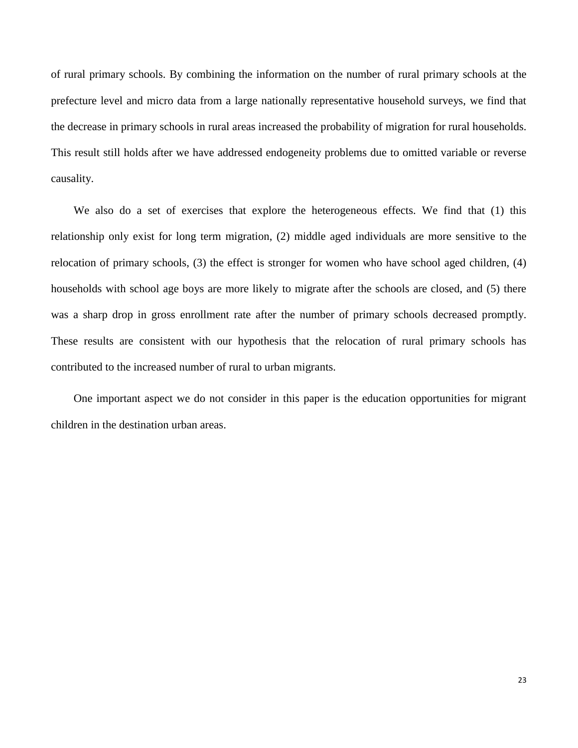of rural primary schools. By combining the information on the number of rural primary schools at the prefecture level and micro data from a large nationally representative household surveys, we find that the decrease in primary schools in rural areas increased the probability of migration for rural households. This result still holds after we have addressed endogeneity problems due to omitted variable or reverse causality.

We also do a set of exercises that explore the heterogeneous effects. We find that (1) this relationship only exist for long term migration, (2) middle aged individuals are more sensitive to the relocation of primary schools, (3) the effect is stronger for women who have school aged children, (4) households with school age boys are more likely to migrate after the schools are closed, and (5) there was a sharp drop in gross enrollment rate after the number of primary schools decreased promptly. These results are consistent with our hypothesis that the relocation of rural primary schools has contributed to the increased number of rural to urban migrants.

One important aspect we do not consider in this paper is the education opportunities for migrant children in the destination urban areas.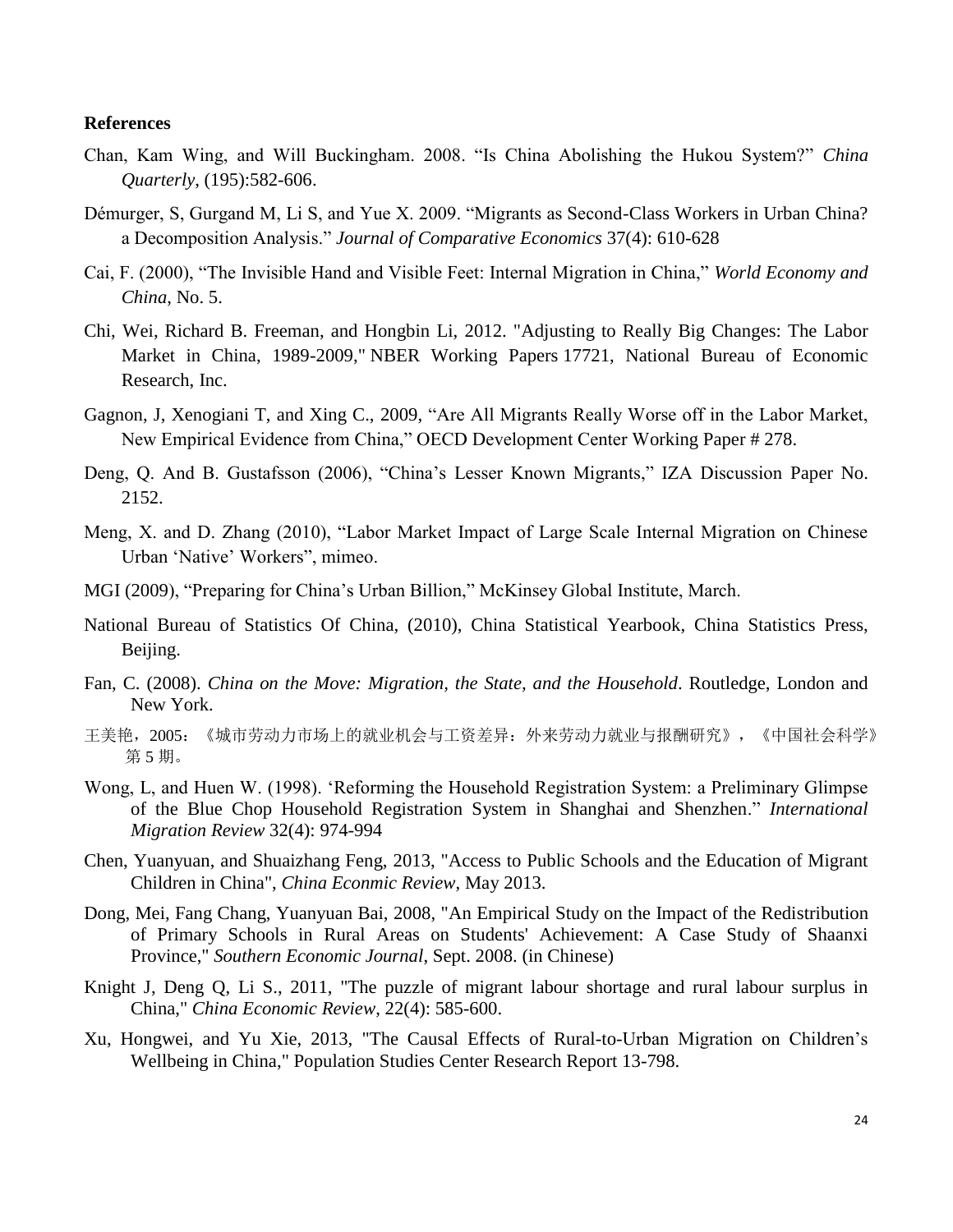**References**

Chan, Kam Wing, and Will Buckingham. 2008. "Is China Abolishing the Hukou System?" *China Quarterly*, (195):582-606.

Démurger, S, Gurgand M, Li S, and Yue X. 2009. "Migrants as Second-Class Workers in Urban China? a Decomposition Analysis." *Journal of Comparative Economics* 37(4): 610-628

Cai, F. (2000), "The Invisible Hand and Visible Feet: Internal Migration in China," *World Economy and China*, No. 5.

Chi, Wei, Richard B. Freeman, and Hongbin Li, 2012. "Adjusting to Really Big Changes: The Labor Market in China, 1989-2009," NBER Working Papers 17721, National Bureau of Economic Research, Inc.

Gagnon, J, Xenogiani T, and Xing C., 2009, "Are All Migrants Really Worse off in the Labor Market, New Empirical Evidence from China," OECD Development Center Working Paper # 278.

Deng, Q. And B. Gustafsson (2006), "China's Lesser Known Migrants," IZA Discussion Paper No. 2152.

Meng, X. and D. Zhang (2010), "Labor Market Impact of Large Scale Internal Migration on Chinese Urban 'Native' Workers", mimeo.

MGI (2009), "Preparing for China's Urban Billion," McKinsey Global Institute, March.

National Bureau of Statistics Of China, (2010), China Statistical Yearbook, China Statistics Press, Beijing.

Fan, C. (2008). *China on the Move: Migration, the State, and the Household*. Routledge, London and New York.

王美艳，2005：《城市劳动力市场上的就业机会与工资差异：外来劳动力就业与报酬研究》，《中国社会科学》第 5 期。

Wong, L, and Huen W. (1998). 'Reforming the Household Registration System: a Preliminary Glimpse of the Blue Chop Household Registration System in Shanghai and Shenzhen." *International Migration Review* 32(4): 974-994

Chen, Yuanyuan, and Shuaizhang Feng, 2013, "Access to Public Schools and the Education of Migrant Children in China", *China Econmic Review*, May 2013.

Dong, Mei, Fang Chang, Yuanyuan Bai, 2008, "An Empirical Study on the Impact of the Redistribution of Primary Schools in Rural Areas on Students' Achievement: A Case Study of Shaanxi Province," *Southern Economic Journal*, Sept. 2008. (in Chinese)

Knight J, Deng Q, Li S., 2011, "The puzzle of migrant labour shortage and rural labour surplus in China," *China Economic Review*, 22(4): 585-600.

Xu, Hongwei, and Yu Xie, 2013, "The Causal Effects of Rural-to-Urban Migration on Children's Wellbeing in China," Population Studies Center Research Report 13-798.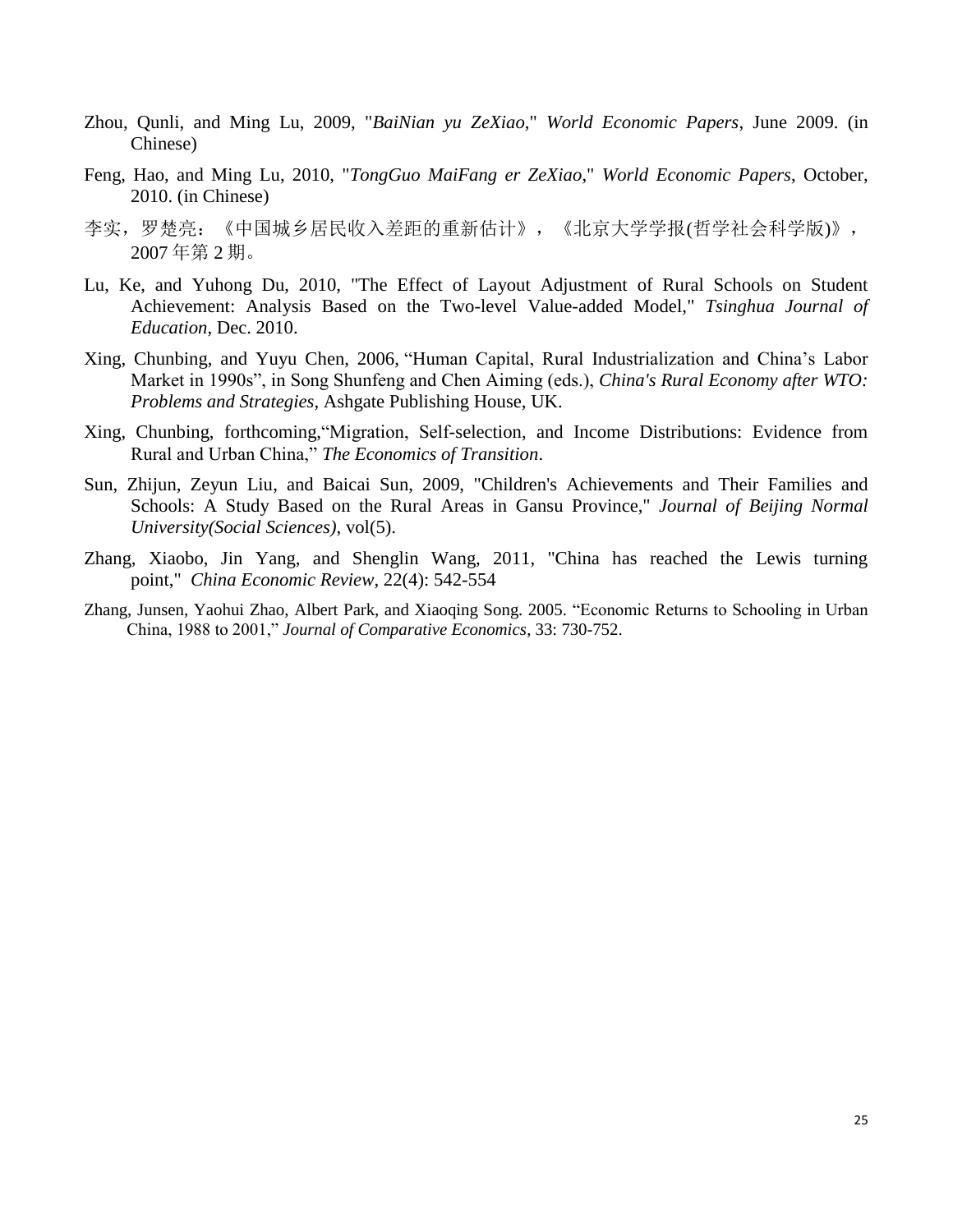Zhou, Qunli, and Ming Lu, 2009, "*BaiNian yu ZeXiao*," *World Economic Papers*, June 2009. (in Chinese)

Feng, Hao, and Ming Lu, 2010, "*TongGuo MaiFang er ZeXiao*," *World Economic Papers*, October, 2010. (in Chinese)

李实，罗楚亮：《中国城乡居民收入差距的重新估计》，《北京大学学报(哲学社会科学版)》，2007 年第 2 期。

Lu, Ke, and Yuhong Du, 2010, "The Effect of Layout Adjustment of Rural Schools on Student Achievement: Analysis Based on the Two-level Value-added Model," *Tsinghua Journal of Education*, Dec. 2010.

Xing, Chunbing, and Yuyu Chen, 2006, "Human Capital, Rural Industrialization and China's Labor Market in 1990s", in Song Shunfeng and Chen Aiming (eds.), *China's Rural Economy after WTO: Problems and Strategies*, Ashgate Publishing House, UK.

Xing, Chunbing, forthcoming,"Migration, Self-selection, and Income Distributions: Evidence from Rural and Urban China," *The Economics of Transition*.

Sun, Zhijun, Zeyun Liu, and Baicai Sun, 2009, "Children's Achievements and Their Families and Schools: A Study Based on the Rural Areas in Gansu Province," *Journal of Beijing Normal University(Social Sciences)*, vol(5).

Zhang, Xiaobo, Jin Yang, and Shenglin Wang, 2011, "China has reached the Lewis turning point," *China Economic Review*, 22(4): 542-554

Zhang, Junsen, Yaohui Zhao, Albert Park, and Xiaoqing Song. 2005. "Economic Returns to Schooling in Urban China, 1988 to 2001," *Journal of Comparative Economics*, 33: 730-752.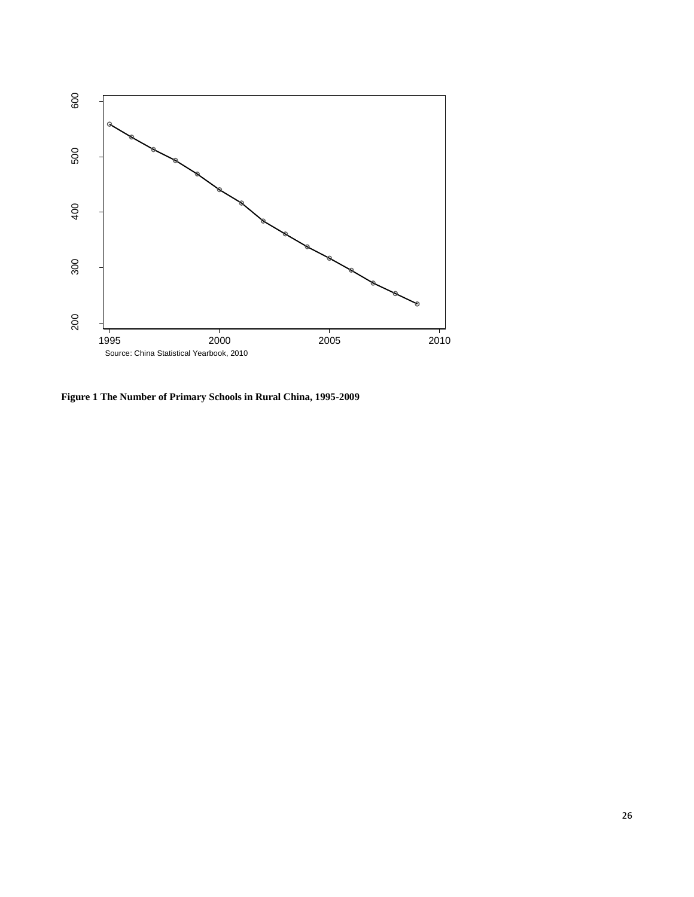Source: China Statistical Yearbook, 2010

**Figure 1 The Number of Primary Schools in Rural China, 1995-2009**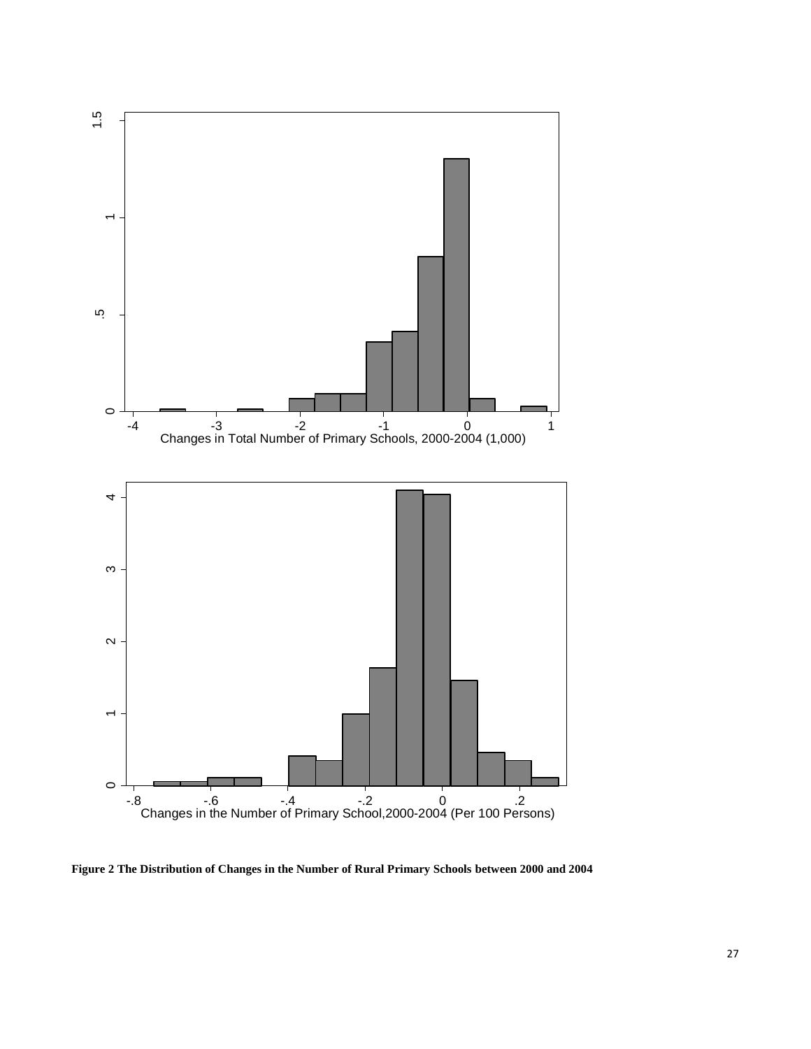**Figure 2 The Distribution of Changes in the Number of Rural Primary Schools between 2000 and 2004**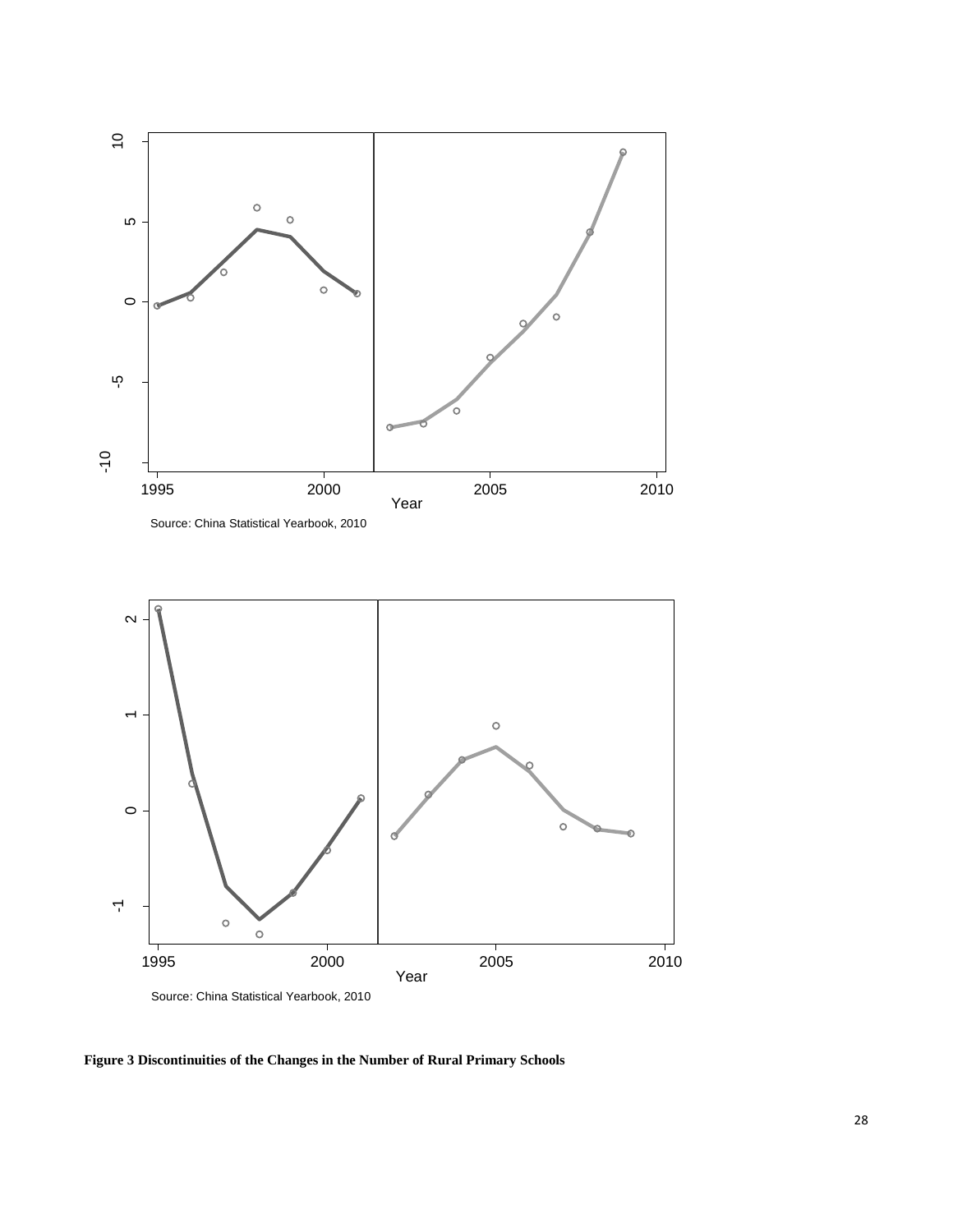Source: China Statistical Yearbook, 2010

Source: China Statistical Yearbook, 2010

**Figure 3 Discontinuities of the Changes in the Number of Rural Primary Schools**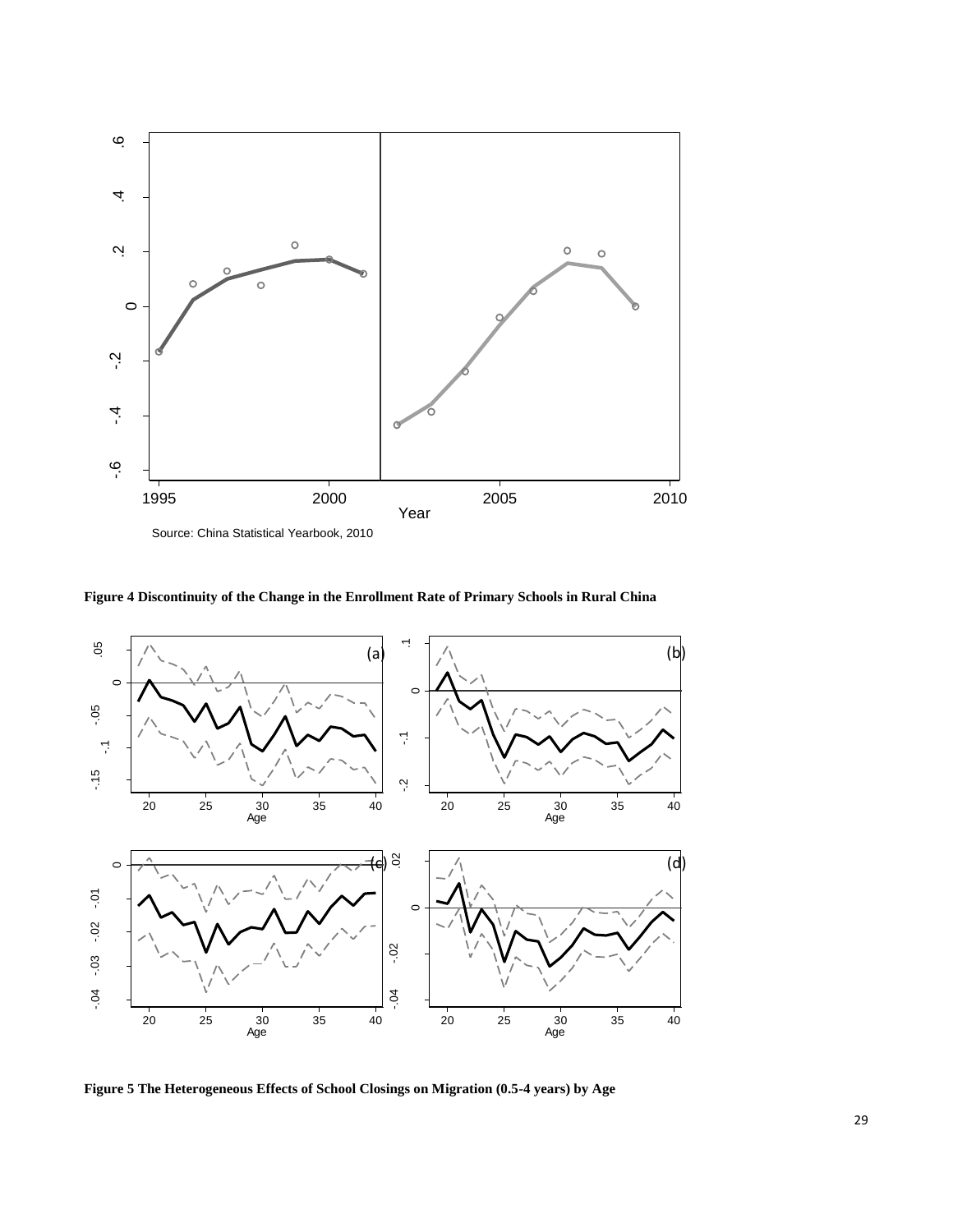Source: China Statistical Yearbook, 2010

**Figure 4 Discontinuity of the Change in the Enrollment Rate of Primary Schools in Rural China**

**Figure 5 The Heterogeneous Effects of School Closings on Migration (0.5-4 years) by Age**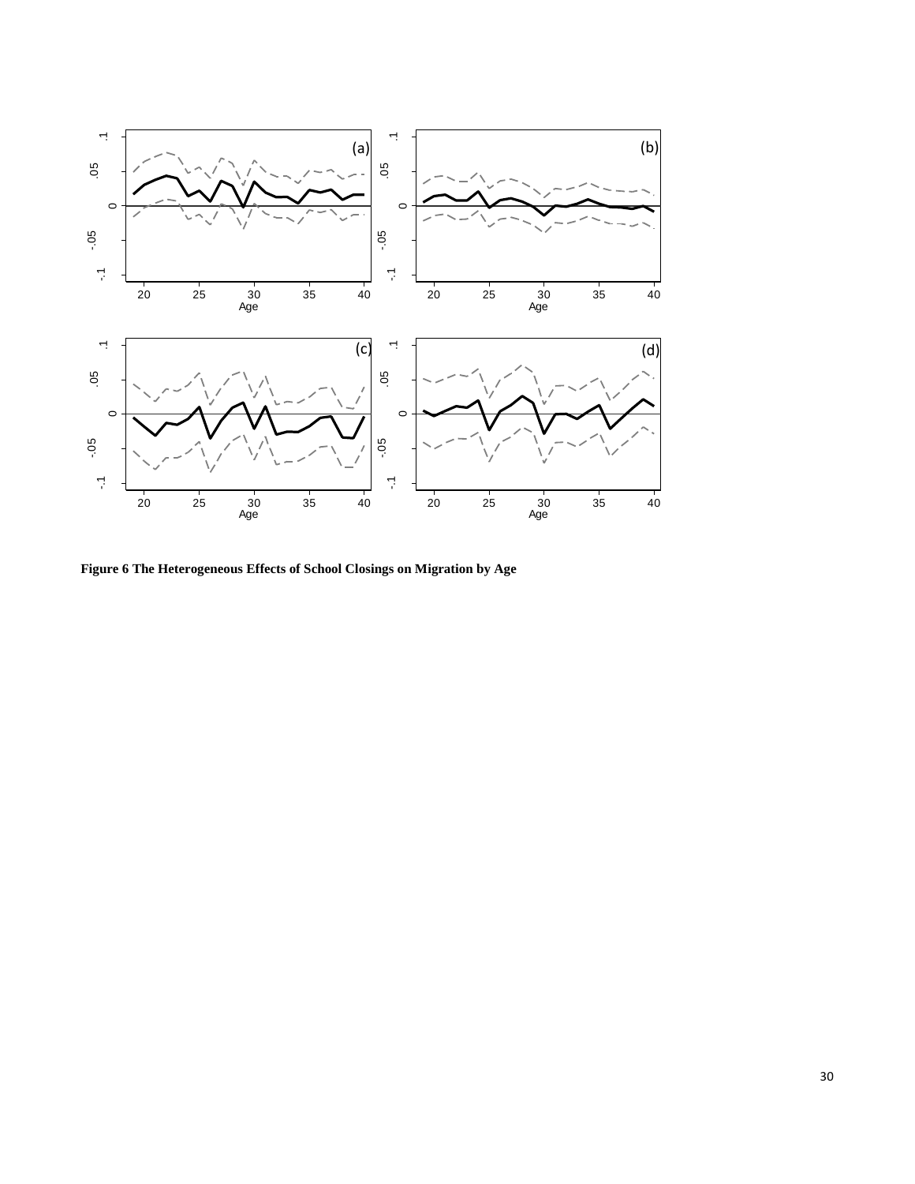**Figure 6 The Heterogeneous Effects of School Closings on Migration by Age**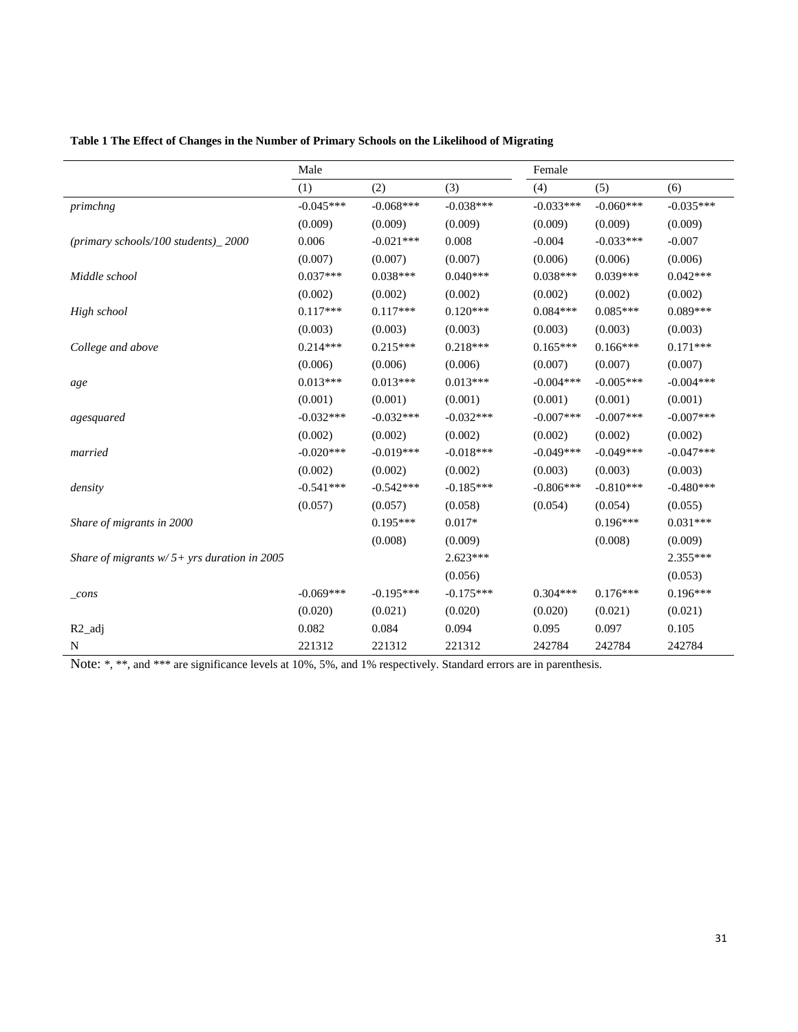**Table 1 The Effect of Changes in the Number of Primary Schools on the Likelihood of Migrating**

| | Male | | | Female | | |
|---|---|---|---|---|---|---|
| | (1) | (2) | (3) | (4) | (5) | (6) |
| *primchng* | -0.045*** | -0.068*** | -0.038*** | -0.033*** | -0.060*** | -0.035*** |
| | (0.009) | (0.009) | (0.009) | (0.009) | (0.009) | (0.009) |
| *(primary schools/100 students)_ 2000* | 0.006 | -0.021*** | 0.008 | -0.004 | -0.033*** | -0.007 |
| | (0.007) | (0.007) | (0.007) | (0.006) | (0.006) | (0.006) |
| *Middle school* | 0.037*** | 0.038*** | 0.040*** | 0.038*** | 0.039*** | 0.042*** |
| | (0.002) | (0.002) | (0.002) | (0.002) | (0.002) | (0.002) |
| *High school* | 0.117*** | 0.117*** | 0.120*** | 0.084*** | 0.085*** | 0.089*** |
| | (0.003) | (0.003) | (0.003) | (0.003) | (0.003) | (0.003) |
| *College and above* | 0.214*** | 0.215*** | 0.218*** | 0.165*** | 0.166*** | 0.171*** |
| | (0.006) | (0.006) | (0.006) | (0.007) | (0.007) | (0.007) |
| *age* | 0.013*** | 0.013*** | 0.013*** | -0.004*** | -0.005*** | -0.004*** |
| | (0.001) | (0.001) | (0.001) | (0.001) | (0.001) | (0.001) |
| *agesquared* | -0.032*** | -0.032*** | -0.032*** | -0.007*** | -0.007*** | -0.007*** |
| | (0.002) | (0.002) | (0.002) | (0.002) | (0.002) | (0.002) |
| *married* | -0.020*** | -0.019*** | -0.018*** | -0.049*** | -0.049*** | -0.047*** |
| | (0.002) | (0.002) | (0.002) | (0.003) | (0.003) | (0.003) |
| *density* | -0.541*** | -0.542*** | -0.185*** | -0.806*** | -0.810*** | -0.480*** |
| | (0.057) | (0.057) | (0.058) | (0.054) | (0.054) | (0.055) |
| *Share of migrants in 2000* | | 0.195*** | 0.017* | | 0.196*** | 0.031*** |
| | | (0.008) | (0.009) | | (0.008) | (0.009) |
| *Share of migrants w/ 5+ yrs duration in 2005* | | | 2.623*** | | | 2.355*** |
| | | | (0.056) | | | (0.053) |
| *_cons* | -0.069*** | -0.195*** | -0.175*** | 0.304*** | 0.176*** | 0.196*** |
| | (0.020) | (0.021) | (0.020) | (0.020) | (0.021) | (0.021) |
| R2_adj | 0.082 | 0.084 | 0.094 | 0.095 | 0.097 | 0.105 |
| N | 221312 | 221312 | 221312 | 242784 | 242784 | 242784 |

Note: *, **, and *** are significance levels at 10%, 5%, and 1% respectively. Standard errors are in parenthesis.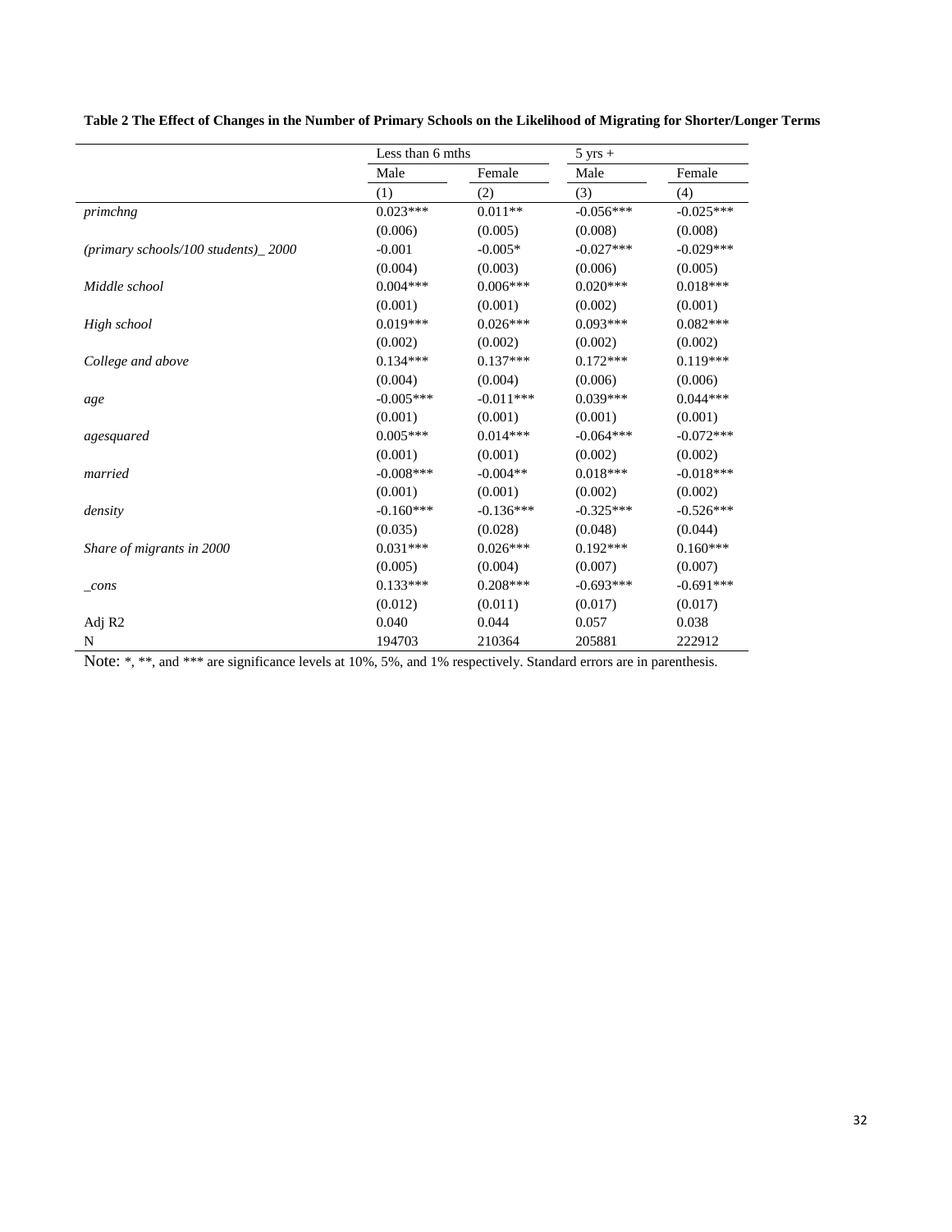**Table 2 The Effect of Changes in the Number of Primary Schools on the Likelihood of Migrating for Shorter/Longer Terms**

| | Less than 6 mths | | 5 yrs + | |
|---|---|---|---|---|
| | Male | Female | Male | Female |
| | (1) | (2) | (3) | (4) |
| *primchng* | 0.023*** | 0.011** | -0.056*** | -0.025*** |
| | (0.006) | (0.005) | (0.008) | (0.008) |
| *(primary schools/100 students)_ 2000* | -0.001 | -0.005* | -0.027*** | -0.029*** |
| | (0.004) | (0.003) | (0.006) | (0.005) |
| *Middle school* | 0.004*** | 0.006*** | 0.020*** | 0.018*** |
| | (0.001) | (0.001) | (0.002) | (0.001) |
| *High school* | 0.019*** | 0.026*** | 0.093*** | 0.082*** |
| | (0.002) | (0.002) | (0.002) | (0.002) |
| *College and above* | 0.134*** | 0.137*** | 0.172*** | 0.119*** |
| | (0.004) | (0.004) | (0.006) | (0.006) |
| *age* | -0.005*** | -0.011*** | 0.039*** | 0.044*** |
| | (0.001) | (0.001) | (0.001) | (0.001) |
| *agesquared* | 0.005*** | 0.014*** | -0.064*** | -0.072*** |
| | (0.001) | (0.001) | (0.002) | (0.002) |
| *married* | -0.008*** | -0.004** | 0.018*** | -0.018*** |
| | (0.001) | (0.001) | (0.002) | (0.002) |
| *density* | -0.160*** | -0.136*** | -0.325*** | -0.526*** |
| | (0.035) | (0.028) | (0.048) | (0.044) |
| *Share of migrants in 2000* | 0.031*** | 0.026*** | 0.192*** | 0.160*** |
| | (0.005) | (0.004) | (0.007) | (0.007) |
| *_cons* | 0.133*** | 0.208*** | -0.693*** | -0.691*** |
| | (0.012) | (0.011) | (0.017) | (0.017) |
| Adj R2 | 0.040 | 0.044 | 0.057 | 0.038 |
| N | 194703 | 210364 | 205881 | 222912 |

Note: *, **, and *** are significance levels at 10%, 5%, and 1% respectively. Standard errors are in parenthesis.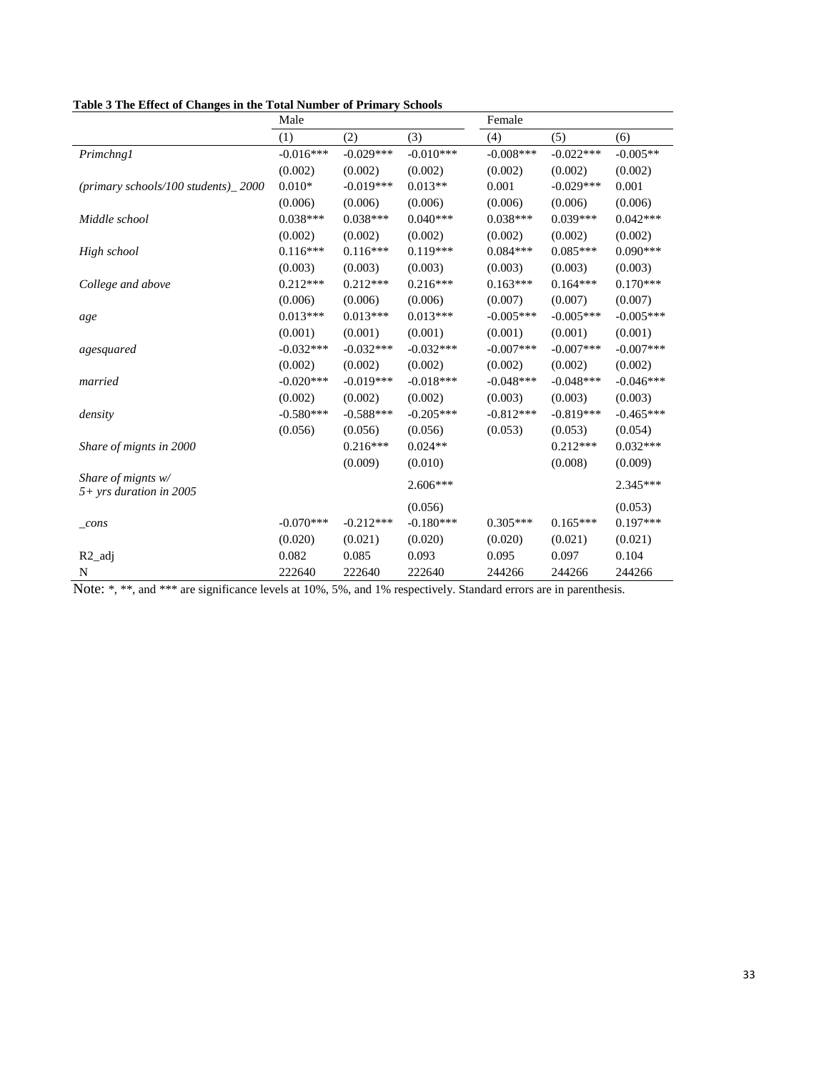**Table 3 The Effect of Changes in the Total Number of Primary Schools**

| | Male | | | Female | | |
|---|---|---|---|---|---|---|
| | (1) | (2) | (3) | (4) | (5) | (6) |
| *Primchng1* | -0.016*** | -0.029*** | -0.010*** | -0.008*** | -0.022*** | -0.005** |
| | (0.002) | (0.002) | (0.002) | (0.002) | (0.002) | (0.002) |
| *(primary schools/100 students)_ 2000* | 0.010* | -0.019*** | 0.013** | 0.001 | -0.029*** | 0.001 |
| | (0.006) | (0.006) | (0.006) | (0.006) | (0.006) | (0.006) |
| *Middle school* | 0.038*** | 0.038*** | 0.040*** | 0.038*** | 0.039*** | 0.042*** |
| | (0.002) | (0.002) | (0.002) | (0.002) | (0.002) | (0.002) |
| *High school* | 0.116*** | 0.116*** | 0.119*** | 0.084*** | 0.085*** | 0.090*** |
| | (0.003) | (0.003) | (0.003) | (0.003) | (0.003) | (0.003) |
| *College and above* | 0.212*** | 0.212*** | 0.216*** | 0.163*** | 0.164*** | 0.170*** |
| | (0.006) | (0.006) | (0.006) | (0.007) | (0.007) | (0.007) |
| *age* | 0.013*** | 0.013*** | 0.013*** | -0.005*** | -0.005*** | -0.005*** |
| | (0.001) | (0.001) | (0.001) | (0.001) | (0.001) | (0.001) |
| *agesquared* | -0.032*** | -0.032*** | -0.032*** | -0.007*** | -0.007*** | -0.007*** |
| | (0.002) | (0.002) | (0.002) | (0.002) | (0.002) | (0.002) |
| *married* | -0.020*** | -0.019*** | -0.018*** | -0.048*** | -0.048*** | -0.046*** |
| | (0.002) | (0.002) | (0.002) | (0.003) | (0.003) | (0.003) |
| *density* | -0.580*** | -0.588*** | -0.205*** | -0.812*** | -0.819*** | -0.465*** |
| | (0.056) | (0.056) | (0.056) | (0.053) | (0.053) | (0.054) |
| *Share of mignts in 2000* | | 0.216*** | 0.024** | | 0.212*** | 0.032*** |
| | | (0.009) | (0.010) | | (0.008) | (0.009) |
| *Share of mignts w/ 5+ yrs duration in 2005* | | | 2.606*** | | | 2.345*** |
| | | | (0.056) | | | (0.053) |
| *_cons* | -0.070*** | -0.212*** | -0.180*** | 0.305*** | 0.165*** | 0.197*** |
| | (0.020) | (0.021) | (0.020) | (0.020) | (0.021) | (0.021) |
| R2_adj | 0.082 | 0.085 | 0.093 | 0.095 | 0.097 | 0.104 |
| N | 222640 | 222640 | 222640 | 244266 | 244266 | 244266 |

Note: *, **, and *** are significance levels at 10%, 5%, and 1% respectively. Standard errors are in parenthesis.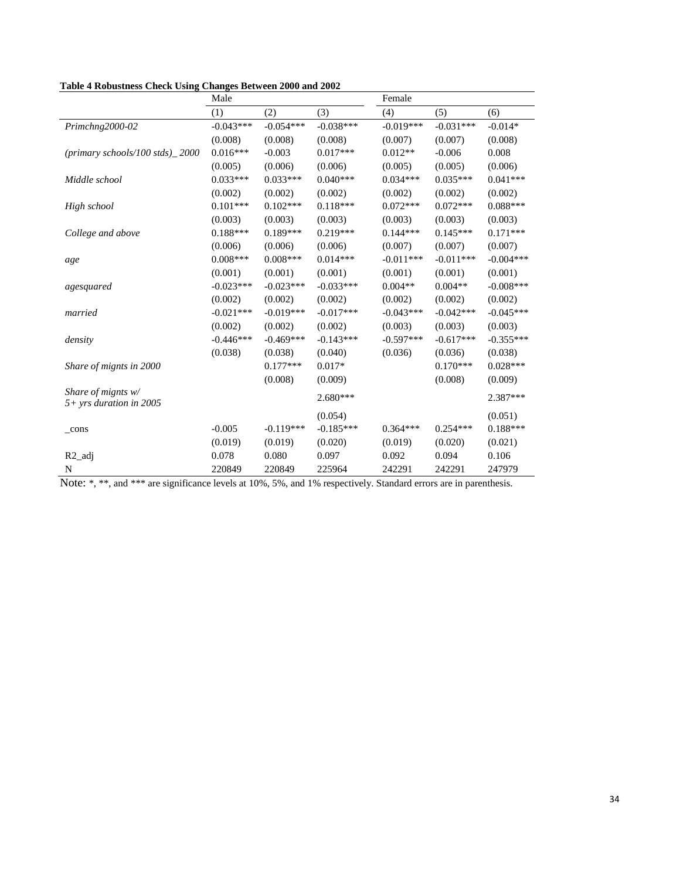**Table 4 Robustness Check Using Changes Between 2000 and 2002**

| | Male | | | Female | | |
|---|---|---|---|---|---|---|
| | (1) | (2) | (3) | (4) | (5) | (6) |
| *Primchng2000-02* | -0.043*** | -0.054*** | -0.038*** | -0.019*** | -0.031*** | -0.014* |
| | (0.008) | (0.008) | (0.008) | (0.007) | (0.007) | (0.008) |
| *(primary schools/100 stds)_ 2000* | 0.016*** | -0.003 | 0.017*** | 0.012** | -0.006 | 0.008 |
| | (0.005) | (0.006) | (0.006) | (0.005) | (0.005) | (0.006) |
| *Middle school* | 0.033*** | 0.033*** | 0.040*** | 0.034*** | 0.035*** | 0.041*** |
| | (0.002) | (0.002) | (0.002) | (0.002) | (0.002) | (0.002) |
| *High school* | 0.101*** | 0.102*** | 0.118*** | 0.072*** | 0.072*** | 0.088*** |
| | (0.003) | (0.003) | (0.003) | (0.003) | (0.003) | (0.003) |
| *College and above* | 0.188*** | 0.189*** | 0.219*** | 0.144*** | 0.145*** | 0.171*** |
| | (0.006) | (0.006) | (0.006) | (0.007) | (0.007) | (0.007) |
| *age* | 0.008*** | 0.008*** | 0.014*** | -0.011*** | -0.011*** | -0.004*** |
| | (0.001) | (0.001) | (0.001) | (0.001) | (0.001) | (0.001) |
| *agesquared* | -0.023*** | -0.023*** | -0.033*** | 0.004** | 0.004** | -0.008*** |
| | (0.002) | (0.002) | (0.002) | (0.002) | (0.002) | (0.002) |
| *married* | -0.021*** | -0.019*** | -0.017*** | -0.043*** | -0.042*** | -0.045*** |
| | (0.002) | (0.002) | (0.002) | (0.003) | (0.003) | (0.003) |
| *density* | -0.446*** | -0.469*** | -0.143*** | -0.597*** | -0.617*** | -0.355*** |
| | (0.038) | (0.038) | (0.040) | (0.036) | (0.036) | (0.038) |
| *Share of mignts in 2000* | | 0.177*** | 0.017* | | 0.170*** | 0.028*** |
| | | (0.008) | (0.009) | | (0.008) | (0.009) |
| *Share of mignts w/ 5+ yrs duration in 2005* | | | 2.680*** | | | 2.387*** |
| | | | (0.054) | | | (0.051) |
| _cons | -0.005 | -0.119*** | -0.185*** | 0.364*** | 0.254*** | 0.188*** |
| | (0.019) | (0.019) | (0.020) | (0.019) | (0.020) | (0.021) |
| R2_adj | 0.078 | 0.080 | 0.097 | 0.092 | 0.094 | 0.106 |
| N | 220849 | 220849 | 225964 | 242291 | 242291 | 247979 |

Note: *, **, and *** are significance levels at 10%, 5%, and 1% respectively. Standard errors are in parenthesis.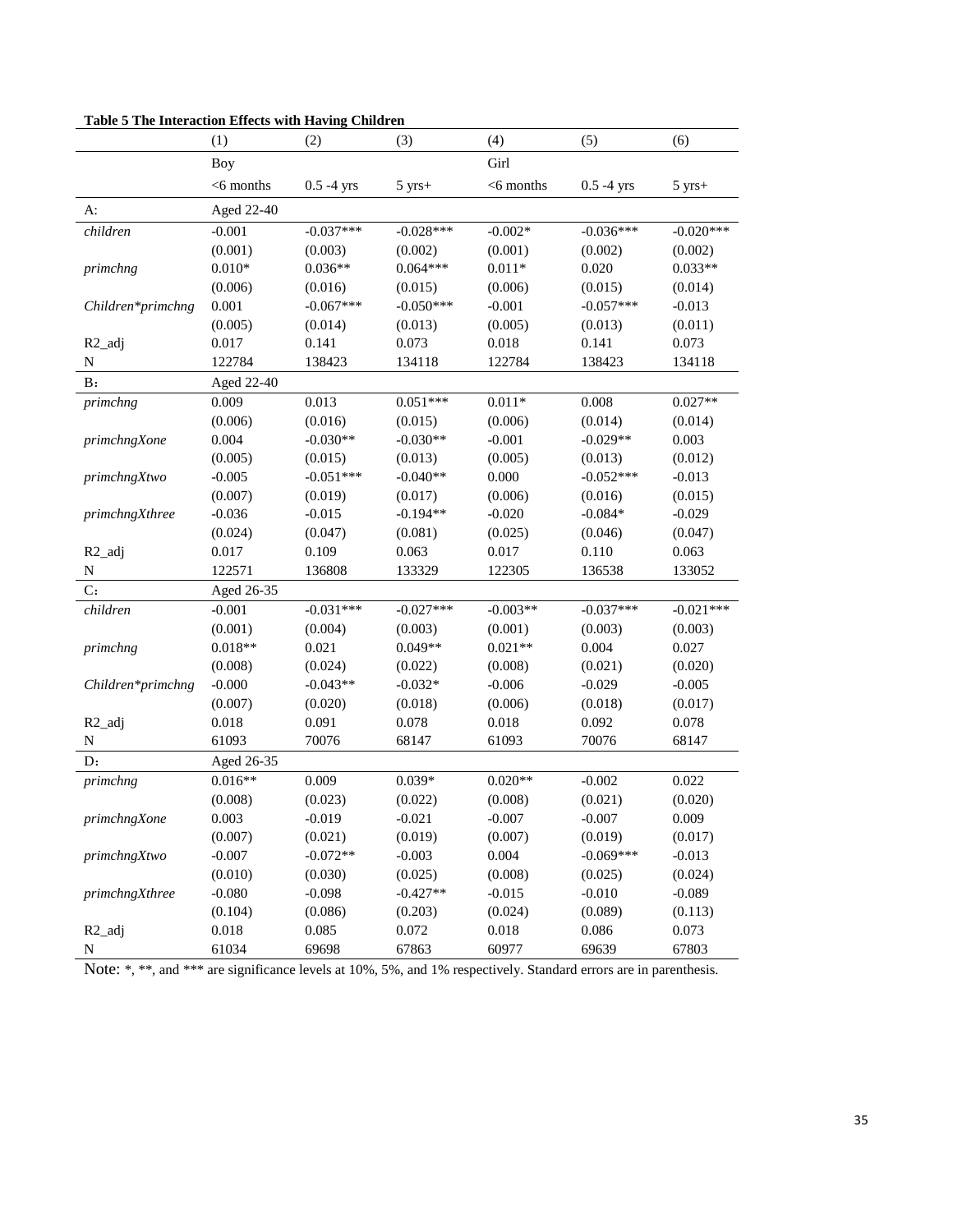**Table 5 The Interaction Effects with Having Children**

| | (1) | (2) | (3) | (4) | (5) | (6) |
|---|---|---|---|---|---|---|
| | Boy | | | Girl | | |
| | <6 months | 0.5 -4 yrs | 5 yrs+ | <6 months | 0.5 -4 yrs | 5 yrs+ |
| A: | Aged 22-40 | | | | | |
| *children* | -0.001 | -0.037*** | -0.028*** | -0.002* | -0.036*** | -0.020*** |
| | (0.001) | (0.003) | (0.002) | (0.001) | (0.002) | (0.002) |
| *primchng* | 0.010* | 0.036** | 0.064*** | 0.011* | 0.020 | 0.033** |
| | (0.006) | (0.016) | (0.015) | (0.006) | (0.015) | (0.014) |
| *Children*primchng* | 0.001 | -0.067*** | -0.050*** | -0.001 | -0.057*** | -0.013 |
| | (0.005) | (0.014) | (0.013) | (0.005) | (0.013) | (0.011) |
| R2_adj | 0.017 | 0.141 | 0.073 | 0.018 | 0.141 | 0.073 |
| N | 122784 | 138423 | 134118 | 122784 | 138423 | 134118 |
| B： | Aged 22-40 | | | | | |
| *primchng* | 0.009 | 0.013 | 0.051*** | 0.011* | 0.008 | 0.027** |
| | (0.006) | (0.016) | (0.015) | (0.006) | (0.014) | (0.014) |
| *primchngXone* | 0.004 | -0.030** | -0.030** | -0.001 | -0.029** | 0.003 |
| | (0.005) | (0.015) | (0.013) | (0.005) | (0.013) | (0.012) |
| *primchngXtwo* | -0.005 | -0.051*** | -0.040** | 0.000 | -0.052*** | -0.013 |
| | (0.007) | (0.019) | (0.017) | (0.006) | (0.016) | (0.015) |
| *primchngXthree* | -0.036 | -0.015 | -0.194** | -0.020 | -0.084* | -0.029 |
| | (0.024) | (0.047) | (0.081) | (0.025) | (0.046) | (0.047) |
| R2_adj | 0.017 | 0.109 | 0.063 | 0.017 | 0.110 | 0.063 |
| N | 122571 | 136808 | 133329 | 122305 | 136538 | 133052 |
| C： | Aged 26-35 | | | | | |
| *children* | -0.001 | -0.031*** | -0.027*** | -0.003** | -0.037*** | -0.021*** |
| | (0.001) | (0.004) | (0.003) | (0.001) | (0.003) | (0.003) |
| *primchng* | 0.018** | 0.021 | 0.049** | 0.021** | 0.004 | 0.027 |
| | (0.008) | (0.024) | (0.022) | (0.008) | (0.021) | (0.020) |
| *Children*primchng* | -0.000 | -0.043** | -0.032* | -0.006 | -0.029 | -0.005 |
| | (0.007) | (0.020) | (0.018) | (0.006) | (0.018) | (0.017) |
| R2_adj | 0.018 | 0.091 | 0.078 | 0.018 | 0.092 | 0.078 |
| N | 61093 | 70076 | 68147 | 61093 | 70076 | 68147 |
| D： | Aged 26-35 | | | | | |
| *primchng* | 0.016** | 0.009 | 0.039* | 0.020** | -0.002 | 0.022 |
| | (0.008) | (0.023) | (0.022) | (0.008) | (0.021) | (0.020) |
| *primchngXone* | 0.003 | -0.019 | -0.021 | -0.007 | -0.007 | 0.009 |
| | (0.007) | (0.021) | (0.019) | (0.007) | (0.019) | (0.017) |
| *primchngXtwo* | -0.007 | -0.072** | -0.003 | 0.004 | -0.069*** | -0.013 |
| | (0.010) | (0.030) | (0.025) | (0.008) | (0.025) | (0.024) |
| *primchngXthree* | -0.080 | -0.098 | -0.427** | -0.015 | -0.010 | -0.089 |
| | (0.104) | (0.086) | (0.203) | (0.024) | (0.089) | (0.113) |
| R2_adj | 0.018 | 0.085 | 0.072 | 0.018 | 0.086 | 0.073 |
| N | 61034 | 69698 | 67863 | 60977 | 69639 | 67803 |

Note: *, **, and *** are significance levels at 10%, 5%, and 1% respectively. Standard errors are in parenthesis.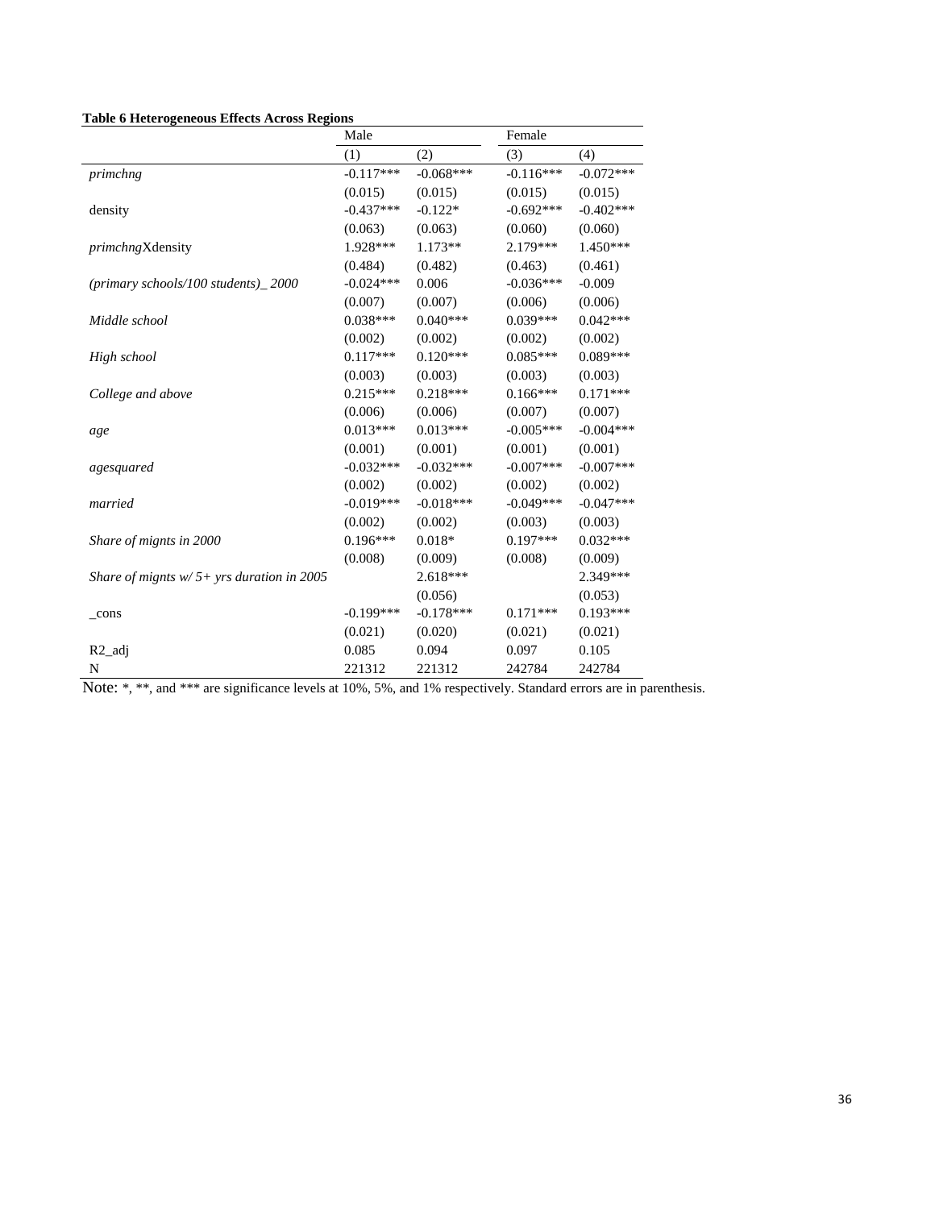**Table 6 Heterogeneous Effects Across Regions**

| | Male | | Female | |
|---|---|---|---|---|
| | (1) | (2) | (3) | (4) |
| *primchng* | -0.117*** | -0.068*** | -0.116*** | -0.072*** |
| | (0.015) | (0.015) | (0.015) | (0.015) |
| density | -0.437*** | -0.122* | -0.692*** | -0.402*** |
| | (0.063) | (0.063) | (0.060) | (0.060) |
| *primchng*Xdensity | 1.928*** | 1.173** | 2.179*** | 1.450*** |
| | (0.484) | (0.482) | (0.463) | (0.461) |
| *(primary schools/100 students)_ 2000* | -0.024*** | 0.006 | -0.036*** | -0.009 |
| | (0.007) | (0.007) | (0.006) | (0.006) |
| *Middle school* | 0.038*** | 0.040*** | 0.039*** | 0.042*** |
| | (0.002) | (0.002) | (0.002) | (0.002) |
| *High school* | 0.117*** | 0.120*** | 0.085*** | 0.089*** |
| | (0.003) | (0.003) | (0.003) | (0.003) |
| *College and above* | 0.215*** | 0.218*** | 0.166*** | 0.171*** |
| | (0.006) | (0.006) | (0.007) | (0.007) |
| *age* | 0.013*** | 0.013*** | -0.005*** | -0.004*** |
| | (0.001) | (0.001) | (0.001) | (0.001) |
| *agesquared* | -0.032*** | -0.032*** | -0.007*** | -0.007*** |
| | (0.002) | (0.002) | (0.002) | (0.002) |
| *married* | -0.019*** | -0.018*** | -0.049*** | -0.047*** |
| | (0.002) | (0.002) | (0.003) | (0.003) |
| *Share of mignts in 2000* | 0.196*** | 0.018* | 0.197*** | 0.032*** |
| | (0.008) | (0.009) | (0.008) | (0.009) |
| *Share of mignts w/ 5+ yrs duration in 2005* | | 2.618*** | | 2.349*** |
| | | (0.056) | | (0.053) |
| _cons | -0.199*** | -0.178*** | 0.171*** | 0.193*** |
| | (0.021) | (0.020) | (0.021) | (0.021) |
| R2_adj | 0.085 | 0.094 | 0.097 | 0.105 |
| N | 221312 | 221312 | 242784 | 242784 |

Note: *, **, and *** are significance levels at 10%, 5%, and 1% respectively. Standard errors are in parenthesis.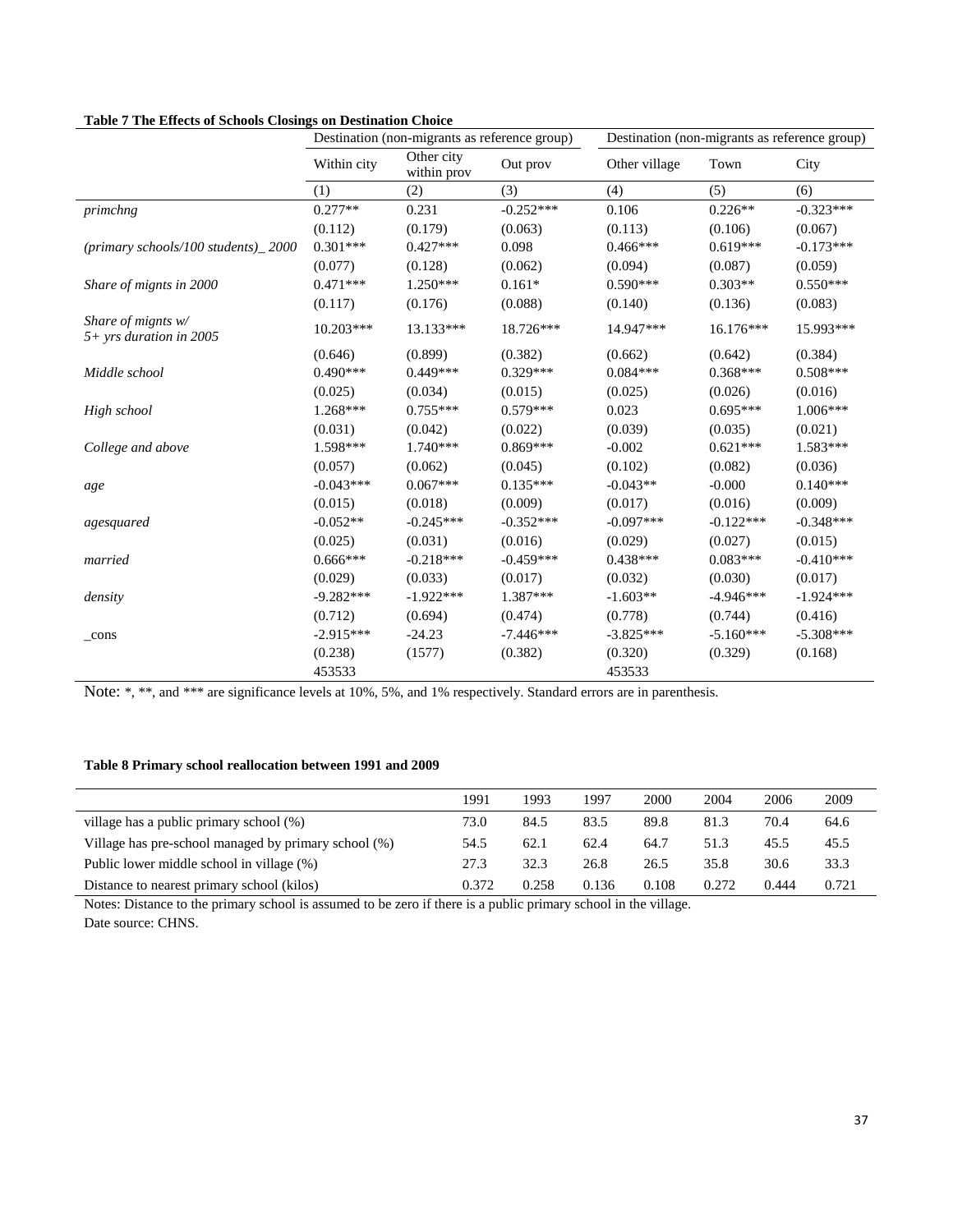**Table 7 The Effects of Schools Closings on Destination Choice**

| | Destination (non-migrants as reference group) | | | Destination (non-migrants as reference group) | | |
|---|---|---|---|---|---|---|
| | Within city | Other city within prov | Out prov | Other village | Town | City |
| | (1) | (2) | (3) | (4) | (5) | (6) |
| *primchng* | 0.277** | 0.231 | -0.252*** | 0.106 | 0.226** | -0.323*** |
| | (0.112) | (0.179) | (0.063) | (0.113) | (0.106) | (0.067) |
| *(primary schools/100 students)_ 2000* | 0.301*** | 0.427*** | 0.098 | 0.466*** | 0.619*** | -0.173*** |
| | (0.077) | (0.128) | (0.062) | (0.094) | (0.087) | (0.059) |
| *Share of mignts in 2000* | 0.471*** | 1.250*** | 0.161* | 0.590*** | 0.303** | 0.550*** |
| | (0.117) | (0.176) | (0.088) | (0.140) | (0.136) | (0.083) |
| *Share of mignts w/ 5+ yrs duration in 2005* | 10.203*** | 13.133*** | 18.726*** | 14.947*** | 16.176*** | 15.993*** |
| | (0.646) | (0.899) | (0.382) | (0.662) | (0.642) | (0.384) |
| *Middle school* | 0.490*** | 0.449*** | 0.329*** | 0.084*** | 0.368*** | 0.508*** |
| | (0.025) | (0.034) | (0.015) | (0.025) | (0.026) | (0.016) |
| *High school* | 1.268*** | 0.755*** | 0.579*** | 0.023 | 0.695*** | 1.006*** |
| | (0.031) | (0.042) | (0.022) | (0.039) | (0.035) | (0.021) |
| *College and above* | 1.598*** | 1.740*** | 0.869*** | -0.002 | 0.621*** | 1.583*** |
| | (0.057) | (0.062) | (0.045) | (0.102) | (0.082) | (0.036) |
| *age* | -0.043*** | 0.067*** | 0.135*** | -0.043** | -0.000 | 0.140*** |
| | (0.015) | (0.018) | (0.009) | (0.017) | (0.016) | (0.009) |
| *agesquared* | -0.052** | -0.245*** | -0.352*** | -0.097*** | -0.122*** | -0.348*** |
| | (0.025) | (0.031) | (0.016) | (0.029) | (0.027) | (0.015) |
| *married* | 0.666*** | -0.218*** | -0.459*** | 0.438*** | 0.083*** | -0.410*** |
| | (0.029) | (0.033) | (0.017) | (0.032) | (0.030) | (0.017) |
| *density* | -9.282*** | -1.922*** | 1.387*** | -1.603** | -4.946*** | -1.924*** |
| | (0.712) | (0.694) | (0.474) | (0.778) | (0.744) | (0.416) |
| _cons | -2.915*** | -24.23 | -7.446*** | -3.825*** | -5.160*** | -5.308*** |
| | (0.238) | (1577) | (0.382) | (0.320) | (0.329) | (0.168) |
| | 453533 | | | 453533 | | |

Note: *, **, and *** are significance levels at 10%, 5%, and 1% respectively. Standard errors are in parenthesis.

**Table 8 Primary school reallocation between 1991 and 2009**

| | 1991 | 1993 | 1997 | 2000 | 2004 | 2006 | 2009 |
|---|---|---|---|---|---|---|---|
| village has a public primary school (%) | 73.0 | 84.5 | 83.5 | 89.8 | 81.3 | 70.4 | 64.6 |
| Village has pre-school managed by primary school (%) | 54.5 | 62.1 | 62.4 | 64.7 | 51.3 | 45.5 | 45.5 |
| Public lower middle school in village (%) | 27.3 | 32.3 | 26.8 | 26.5 | 35.8 | 30.6 | 33.3 |
| Distance to nearest primary school (kilos) | 0.372 | 0.258 | 0.136 | 0.108 | 0.272 | 0.444 | 0.721 |

Notes: Distance to the primary school is assumed to be zero if there is a public primary school in the village.
Date source: CHNS.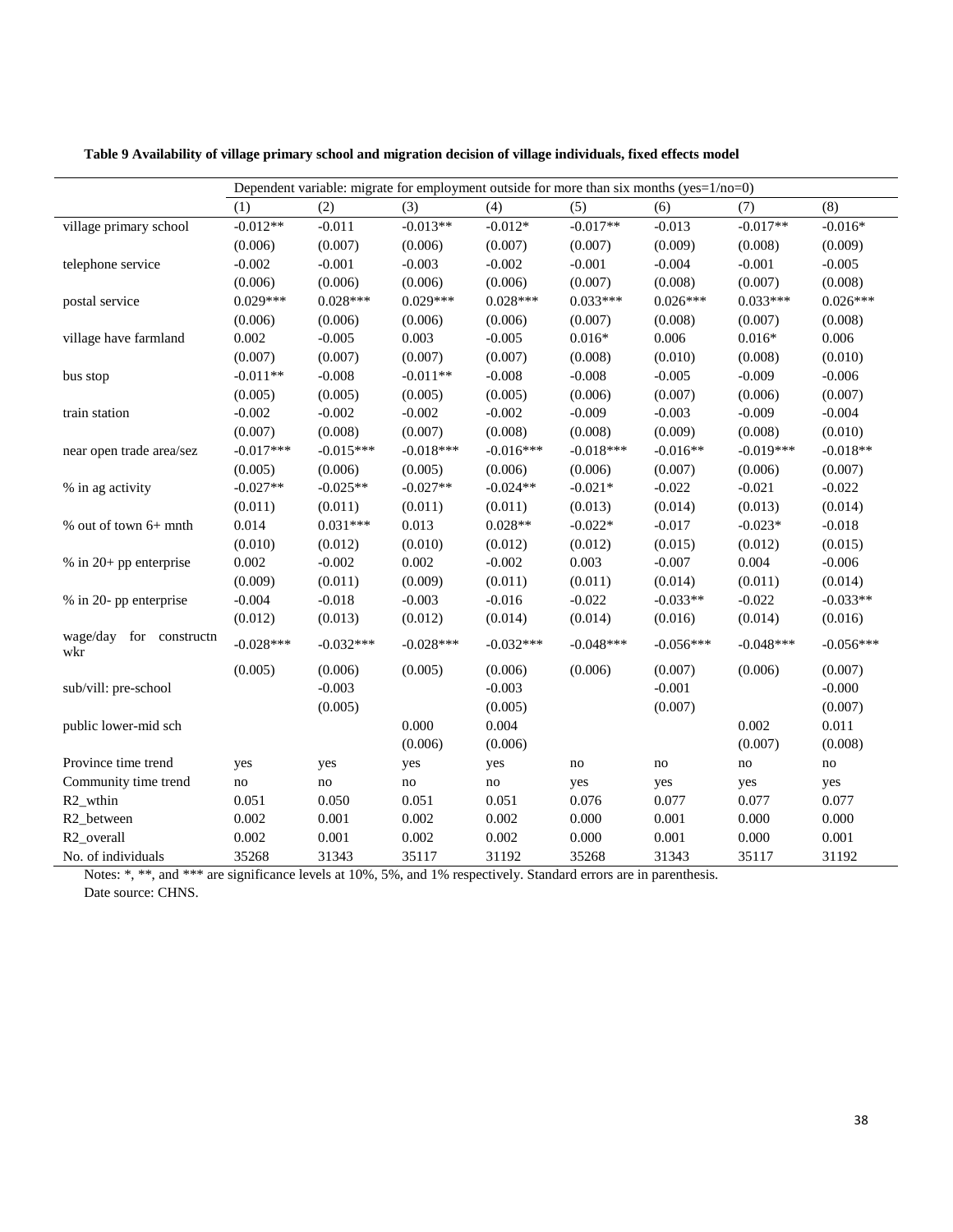**Table 9 Availability of village primary school and migration decision of village individuals, fixed effects model**

| | Dependent variable: migrate for employment outside for more than six months (yes=1/no=0) | | | | | | | |
|---|---|---|---|---|---|---|---|---|
| | (1) | (2) | (3) | (4) | (5) | (6) | (7) | (8) |
| village primary school | -0.012** | -0.011 | -0.013** | -0.012* | -0.017** | -0.013 | -0.017** | -0.016* |
| | (0.006) | (0.007) | (0.006) | (0.007) | (0.007) | (0.009) | (0.008) | (0.009) |
| telephone service | -0.002 | -0.001 | -0.003 | -0.002 | -0.001 | -0.004 | -0.001 | -0.005 |
| | (0.006) | (0.006) | (0.006) | (0.006) | (0.007) | (0.008) | (0.007) | (0.008) |
| postal service | 0.029*** | 0.028*** | 0.029*** | 0.028*** | 0.033*** | 0.026*** | 0.033*** | 0.026*** |
| | (0.006) | (0.006) | (0.006) | (0.006) | (0.007) | (0.008) | (0.007) | (0.008) |
| village have farmland | 0.002 | -0.005 | 0.003 | -0.005 | 0.016* | 0.006 | 0.016* | 0.006 |
| | (0.007) | (0.007) | (0.007) | (0.007) | (0.008) | (0.010) | (0.008) | (0.010) |
| bus stop | -0.011** | -0.008 | -0.011** | -0.008 | -0.008 | -0.005 | -0.009 | -0.006 |
| | (0.005) | (0.005) | (0.005) | (0.005) | (0.006) | (0.007) | (0.006) | (0.007) |
| train station | -0.002 | -0.002 | -0.002 | -0.002 | -0.009 | -0.003 | -0.009 | -0.004 |
| | (0.007) | (0.008) | (0.007) | (0.008) | (0.008) | (0.009) | (0.008) | (0.010) |
| near open trade area/sez | -0.017*** | -0.015*** | -0.018*** | -0.016*** | -0.018*** | -0.016** | -0.019*** | -0.018** |
| | (0.005) | (0.006) | (0.005) | (0.006) | (0.006) | (0.007) | (0.006) | (0.007) |
| % in ag activity | -0.027** | -0.025** | -0.027** | -0.024** | -0.021* | -0.022 | -0.021 | -0.022 |
| | (0.011) | (0.011) | (0.011) | (0.011) | (0.013) | (0.014) | (0.013) | (0.014) |
| % out of town 6+ mnth | 0.014 | 0.031*** | 0.013 | 0.028** | -0.022* | -0.017 | -0.023* | -0.018 |
| | (0.010) | (0.012) | (0.010) | (0.012) | (0.012) | (0.015) | (0.012) | (0.015) |
| % in 20+ pp enterprise | 0.002 | -0.002 | 0.002 | -0.002 | 0.003 | -0.007 | 0.004 | -0.006 |
| | (0.009) | (0.011) | (0.009) | (0.011) | (0.011) | (0.014) | (0.011) | (0.014) |
| % in 20- pp enterprise | -0.004 | -0.018 | -0.003 | -0.016 | -0.022 | -0.033** | -0.022 | -0.033** |
| | (0.012) | (0.013) | (0.012) | (0.014) | (0.014) | (0.016) | (0.014) | (0.016) |
| wage/day for constructn wkr | -0.028*** | -0.032*** | -0.028*** | -0.032*** | -0.048*** | -0.056*** | -0.048*** | -0.056*** |
| | (0.005) | (0.006) | (0.005) | (0.006) | (0.006) | (0.007) | (0.006) | (0.007) |
| sub/vill: pre-school | | -0.003 | | -0.003 | | -0.001 | | -0.000 |
| | | (0.005) | | (0.005) | | (0.007) | | (0.007) |
| public lower-mid sch | | | 0.000 | 0.004 | | | 0.002 | 0.011 |
| | | | (0.006) | (0.006) | | | (0.007) | (0.008) |
| Province time trend | yes | yes | yes | yes | no | no | no | no |
| Community time trend | no | no | no | no | yes | yes | yes | yes |
| R2_wthin | 0.051 | 0.050 | 0.051 | 0.051 | 0.076 | 0.077 | 0.077 | 0.077 |
| R2_between | 0.002 | 0.001 | 0.002 | 0.002 | 0.000 | 0.001 | 0.000 | 0.000 |
| R2_overall | 0.002 | 0.001 | 0.002 | 0.002 | 0.000 | 0.001 | 0.000 | 0.001 |
| No. of individuals | 35268 | 31343 | 35117 | 31192 | 35268 | 31343 | 35117 | 31192 |

Notes: *, **, and *** are significance levels at 10%, 5%, and 1% respectively. Standard errors are in parenthesis.

Date source: CHNS.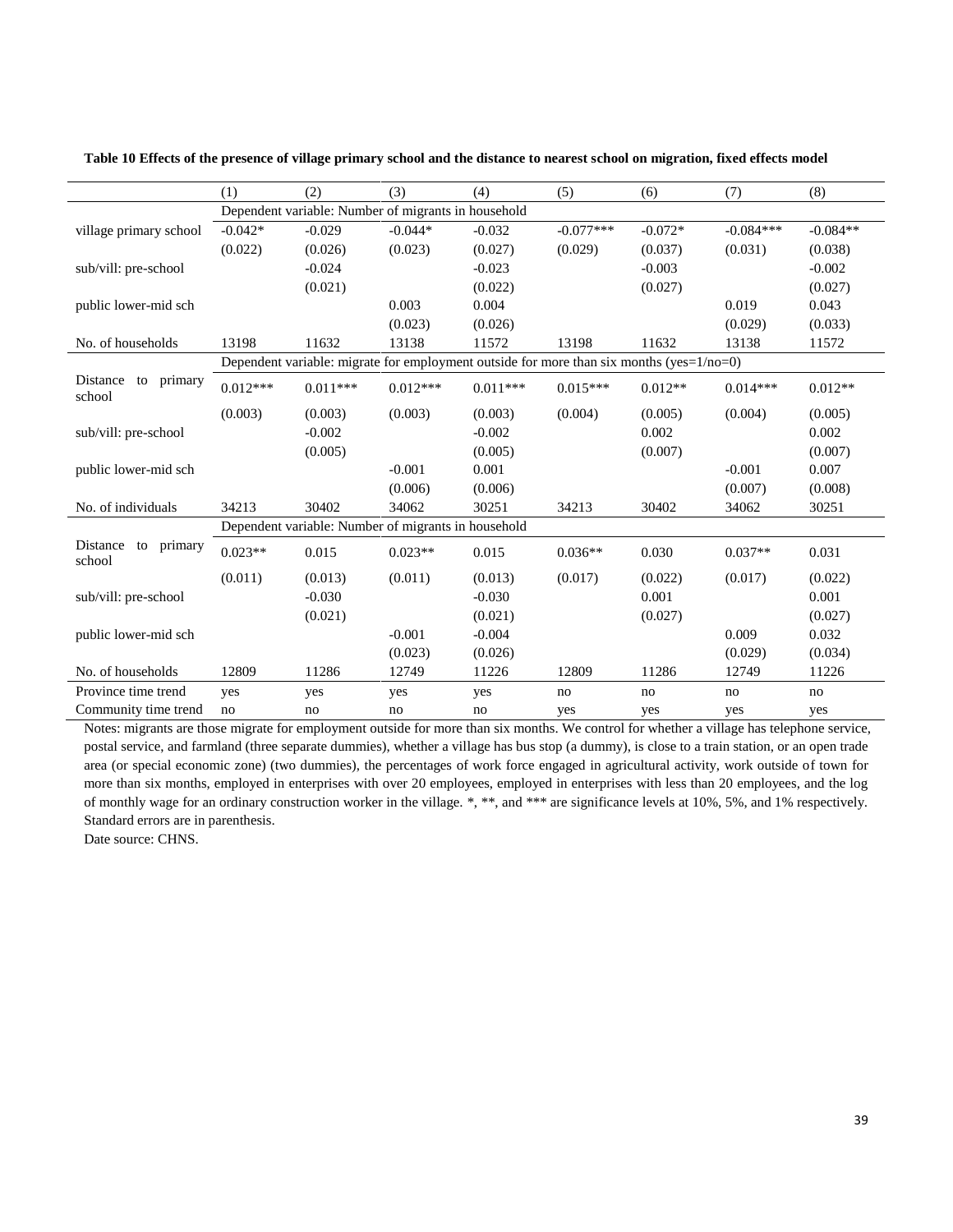**Table 10 Effects of the presence of village primary school and the distance to nearest school on migration, fixed effects model**

| | (1) | (2) | (3) | (4) | (5) | (6) | (7) | (8) |
|---|---|---|---|---|---|---|---|---|
| | Dependent variable: Number of migrants in household | | | | | | | |
| village primary school | -0.042* | -0.029 | -0.044* | -0.032 | -0.077*** | -0.072* | -0.084*** | -0.084** |
| | (0.022) | (0.026) | (0.023) | (0.027) | (0.029) | (0.037) | (0.031) | (0.038) |
| sub/vill: pre-school | | -0.024 | | -0.023 | | -0.003 | | -0.002 |
| | | (0.021) | | (0.022) | | (0.027) | | (0.027) |
| public lower-mid sch | | | 0.003 | 0.004 | | | 0.019 | 0.043 |
| | | | (0.023) | (0.026) | | | (0.029) | (0.033) |
| No. of households | 13198 | 11632 | 13138 | 11572 | 13198 | 11632 | 13138 | 11572 |
| | Dependent variable: migrate for employment outside for more than six months (yes=1/no=0) | | | | | | | |
| Distance to primary school | 0.012*** | 0.011*** | 0.012*** | 0.011*** | 0.015*** | 0.012** | 0.014*** | 0.012** |
| | (0.003) | (0.003) | (0.003) | (0.003) | (0.004) | (0.005) | (0.004) | (0.005) |
| sub/vill: pre-school | | -0.002 | | -0.002 | | 0.002 | | 0.002 |
| | | (0.005) | | (0.005) | | (0.007) | | (0.007) |
| public lower-mid sch | | | -0.001 | 0.001 | | | -0.001 | 0.007 |
| | | | (0.006) | (0.006) | | | (0.007) | (0.008) |
| No. of individuals | 34213 | 30402 | 34062 | 30251 | 34213 | 30402 | 34062 | 30251 |
| | Dependent variable: Number of migrants in household | | | | | | | |
| Distance to primary school | 0.023** | 0.015 | 0.023** | 0.015 | 0.036** | 0.030 | 0.037** | 0.031 |
| | (0.011) | (0.013) | (0.011) | (0.013) | (0.017) | (0.022) | (0.017) | (0.022) |
| sub/vill: pre-school | | -0.030 | | -0.030 | | 0.001 | | 0.001 |
| | | (0.021) | | (0.021) | | (0.027) | | (0.027) |
| public lower-mid sch | | | -0.001 | -0.004 | | | 0.009 | 0.032 |
| | | | (0.023) | (0.026) | | | (0.029) | (0.034) |
| No. of households | 12809 | 11286 | 12749 | 11226 | 12809 | 11286 | 12749 | 11226 |
| Province time trend | yes | yes | yes | yes | no | no | no | no |
| Community time trend | no | no | no | no | yes | yes | yes | yes |

Notes: migrants are those migrate for employment outside for more than six months. We control for whether a village has telephone service, postal service, and farmland (three separate dummies), whether a village has bus stop (a dummy), is close to a train station, or an open trade area (or special economic zone) (two dummies), the percentages of work force engaged in agricultural activity, work outside of town for more than six months, employed in enterprises with over 20 employees, employed in enterprises with less than 20 employees, and the log of monthly wage for an ordinary construction worker in the village. *, **, and *** are significance levels at 10%, 5%, and 1% respectively. Standard errors are in parenthesis.

Date source: CHNS.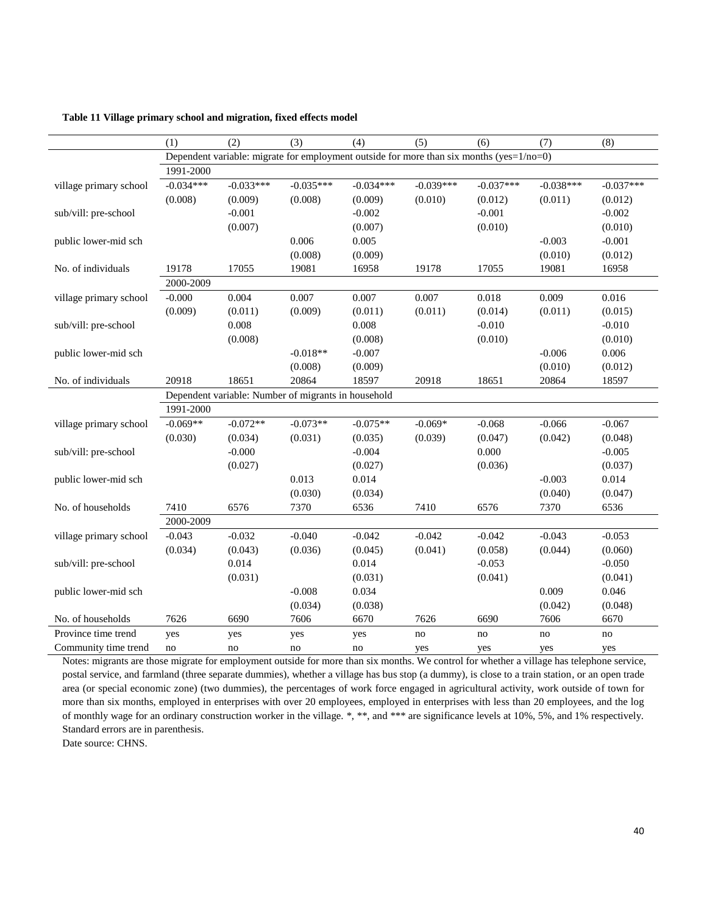**Table 11 Village primary school and migration, fixed effects model**

| | (1) | (2) | (3) | (4) | (5) | (6) | (7) | (8) |
|---|---|---|---|---|---|---|---|---|
| | Dependent variable: migrate for employment outside for more than six months (yes=1/no=0) | | | | | | | |
| | 1991-2000 | | | | | | | |
| village primary school | -0.034*** | -0.033*** | -0.035*** | -0.034*** | -0.039*** | -0.037*** | -0.038*** | -0.037*** |
| | (0.008) | (0.009) | (0.008) | (0.009) | (0.010) | (0.012) | (0.011) | (0.012) |
| sub/vill: pre-school | | -0.001 | | -0.002 | | -0.001 | | -0.002 |
| | | (0.007) | | (0.007) | | (0.010) | | (0.010) |
| public lower-mid sch | | | 0.006 | 0.005 | | | -0.003 | -0.001 |
| | | | (0.008) | (0.009) | | | (0.010) | (0.012) |
| No. of individuals | 19178 | 17055 | 19081 | 16958 | 19178 | 17055 | 19081 | 16958 |
| | 2000-2009 | | | | | | | |
| village primary school | -0.000 | 0.004 | 0.007 | 0.007 | 0.007 | 0.018 | 0.009 | 0.016 |
| | (0.009) | (0.011) | (0.009) | (0.011) | (0.011) | (0.014) | (0.011) | (0.015) |
| sub/vill: pre-school | | 0.008 | | 0.008 | | -0.010 | | -0.010 |
| | | (0.008) | | (0.008) | | (0.010) | | (0.010) |
| public lower-mid sch | | | -0.018** | -0.007 | | | -0.006 | 0.006 |
| | | | (0.008) | (0.009) | | | (0.010) | (0.012) |
| No. of individuals | 20918 | 18651 | 20864 | 18597 | 20918 | 18651 | 20864 | 18597 |
| | Dependent variable: Number of migrants in household | | | | | | | |
| | 1991-2000 | | | | | | | |
| village primary school | -0.069** | -0.072** | -0.073** | -0.075** | -0.069* | -0.068 | -0.066 | -0.067 |
| | (0.030) | (0.034) | (0.031) | (0.035) | (0.039) | (0.047) | (0.042) | (0.048) |
| sub/vill: pre-school | | -0.000 | | -0.004 | | 0.000 | | -0.005 |
| | | (0.027) | | (0.027) | | (0.036) | | (0.037) |
| public lower-mid sch | | | 0.013 | 0.014 | | | -0.003 | 0.014 |
| | | | (0.030) | (0.034) | | | (0.040) | (0.047) |
| No. of households | 7410 | 6576 | 7370 | 6536 | 7410 | 6576 | 7370 | 6536 |
| | 2000-2009 | | | | | | | |
| village primary school | -0.043 | -0.032 | -0.040 | -0.042 | -0.042 | -0.042 | -0.043 | -0.053 |
| | (0.034) | (0.043) | (0.036) | (0.045) | (0.041) | (0.058) | (0.044) | (0.060) |
| sub/vill: pre-school | | 0.014 | | 0.014 | | -0.053 | | -0.050 |
| | | (0.031) | | (0.031) | | (0.041) | | (0.041) |
| public lower-mid sch | | | -0.008 | 0.034 | | | 0.009 | 0.046 |
| | | | (0.034) | (0.038) | | | (0.042) | (0.048) |
| No. of households | 7626 | 6690 | 7606 | 6670 | 7626 | 6690 | 7606 | 6670 |
| Province time trend | yes | yes | yes | yes | no | no | no | no |
| Community time trend | no | no | no | no | yes | yes | yes | yes |

Notes: migrants are those migrate for employment outside for more than six months. We control for whether a village has telephone service, postal service, and farmland (three separate dummies), whether a village has bus stop (a dummy), is close to a train station, or an open trade area (or special economic zone) (two dummies), the percentages of work force engaged in agricultural activity, work outside of town for more than six months, employed in enterprises with over 20 employees, employed in enterprises with less than 20 employees, and the log of monthly wage for an ordinary construction worker in the village. *, **, and *** are significance levels at 10%, 5%, and 1% respectively. Standard errors are in parenthesis.

Date source: CHNS.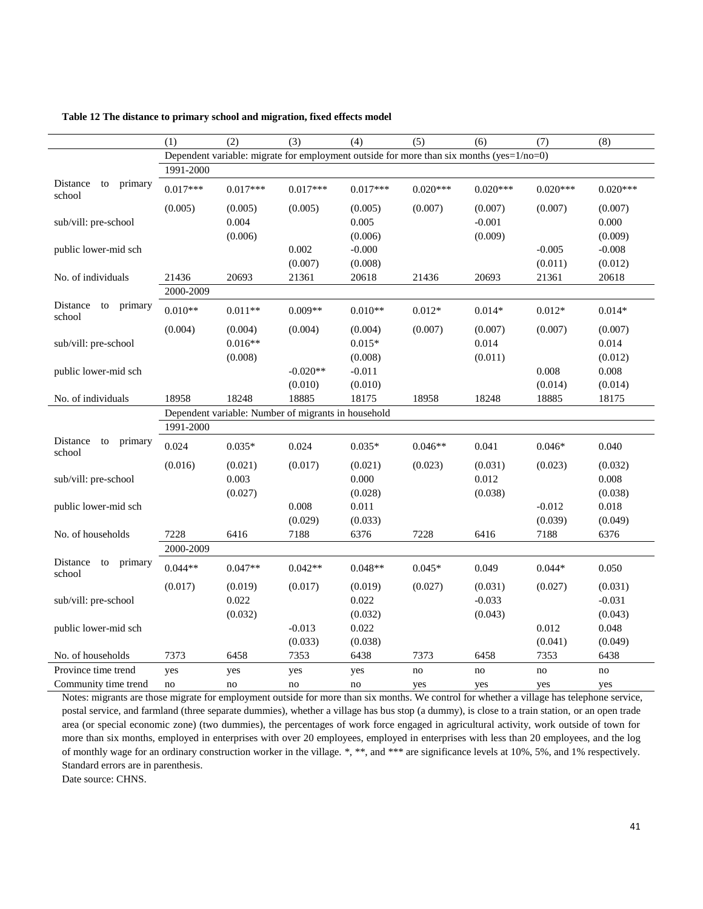**Table 12 The distance to primary school and migration, fixed effects model**

| | (1) | (2) | (3) | (4) | (5) | (6) | (7) | (8) |
|---|---|---|---|---|---|---|---|---|
| | Dependent variable: migrate for employment outside for more than six months (yes=1/no=0) | | | | | | | |
| | 1991-2000 | | | | | | | |
| Distance to primary school | 0.017*** | 0.017*** | 0.017*** | 0.017*** | 0.020*** | 0.020*** | 0.020*** | 0.020*** |
| | (0.005) | (0.005) | (0.005) | (0.005) | (0.007) | (0.007) | (0.007) | (0.007) |
| sub/vill: pre-school | | 0.004 | | 0.005 | | -0.001 | | 0.000 |
| | | (0.006) | | (0.006) | | (0.009) | | (0.009) |
| public lower-mid sch | | | 0.002 | -0.000 | | | -0.005 | -0.008 |
| | | | (0.007) | (0.008) | | | (0.011) | (0.012) |
| No. of individuals | 21436 | 20693 | 21361 | 20618 | 21436 | 20693 | 21361 | 20618 |
| | 2000-2009 | | | | | | | |
| Distance to primary school | 0.010** | 0.011** | 0.009** | 0.010** | 0.012* | 0.014* | 0.012* | 0.014* |
| | (0.004) | (0.004) | (0.004) | (0.004) | (0.007) | (0.007) | (0.007) | (0.007) |
| sub/vill: pre-school | | 0.016** | | 0.015* | | 0.014 | | 0.014 |
| | | (0.008) | | (0.008) | | (0.011) | | (0.012) |
| public lower-mid sch | | | -0.020** | -0.011 | | | 0.008 | 0.008 |
| | | | (0.010) | (0.010) | | | (0.014) | (0.014) |
| No. of individuals | 18958 | 18248 | 18885 | 18175 | 18958 | 18248 | 18885 | 18175 |
| | Dependent variable: Number of migrants in household | | | | | | | |
| | 1991-2000 | | | | | | | |
| Distance to primary school | 0.024 | 0.035* | 0.024 | 0.035* | 0.046** | 0.041 | 0.046* | 0.040 |
| | (0.016) | (0.021) | (0.017) | (0.021) | (0.023) | (0.031) | (0.023) | (0.032) |
| sub/vill: pre-school | | 0.003 | | 0.000 | | 0.012 | | 0.008 |
| | | (0.027) | | (0.028) | | (0.038) | | (0.038) |
| public lower-mid sch | | | 0.008 | 0.011 | | | -0.012 | 0.018 |
| | | | (0.029) | (0.033) | | | (0.039) | (0.049) |
| No. of households | 7228 | 6416 | 7188 | 6376 | 7228 | 6416 | 7188 | 6376 |
| | 2000-2009 | | | | | | | |
| Distance to primary school | 0.044** | 0.047** | 0.042** | 0.048** | 0.045* | 0.049 | 0.044* | 0.050 |
| | (0.017) | (0.019) | (0.017) | (0.019) | (0.027) | (0.031) | (0.027) | (0.031) |
| sub/vill: pre-school | | 0.022 | | 0.022 | | -0.033 | | -0.031 |
| | | (0.032) | | (0.032) | | (0.043) | | (0.043) |
| public lower-mid sch | | | -0.013 | 0.022 | | | 0.012 | 0.048 |
| | | | (0.033) | (0.038) | | | (0.041) | (0.049) |
| No. of households | 7373 | 6458 | 7353 | 6438 | 7373 | 6458 | 7353 | 6438 |
| Province time trend | yes | yes | yes | yes | no | no | no | no |
| Community time trend | no | no | no | no | yes | yes | yes | yes |

Notes: migrants are those migrate for employment outside for more than six months. We control for whether a village has telephone service, postal service, and farmland (three separate dummies), whether a village has bus stop (a dummy), is close to a train station, or an open trade area (or special economic zone) (two dummies), the percentages of work force engaged in agricultural activity, work outside of town for more than six months, employed in enterprises with over 20 employees, employed in enterprises with less than 20 employees, and the log of monthly wage for an ordinary construction worker in the village. *, **, and *** are significance levels at 10%, 5%, and 1% respectively. Standard errors are in parenthesis.

Date source: CHNS.